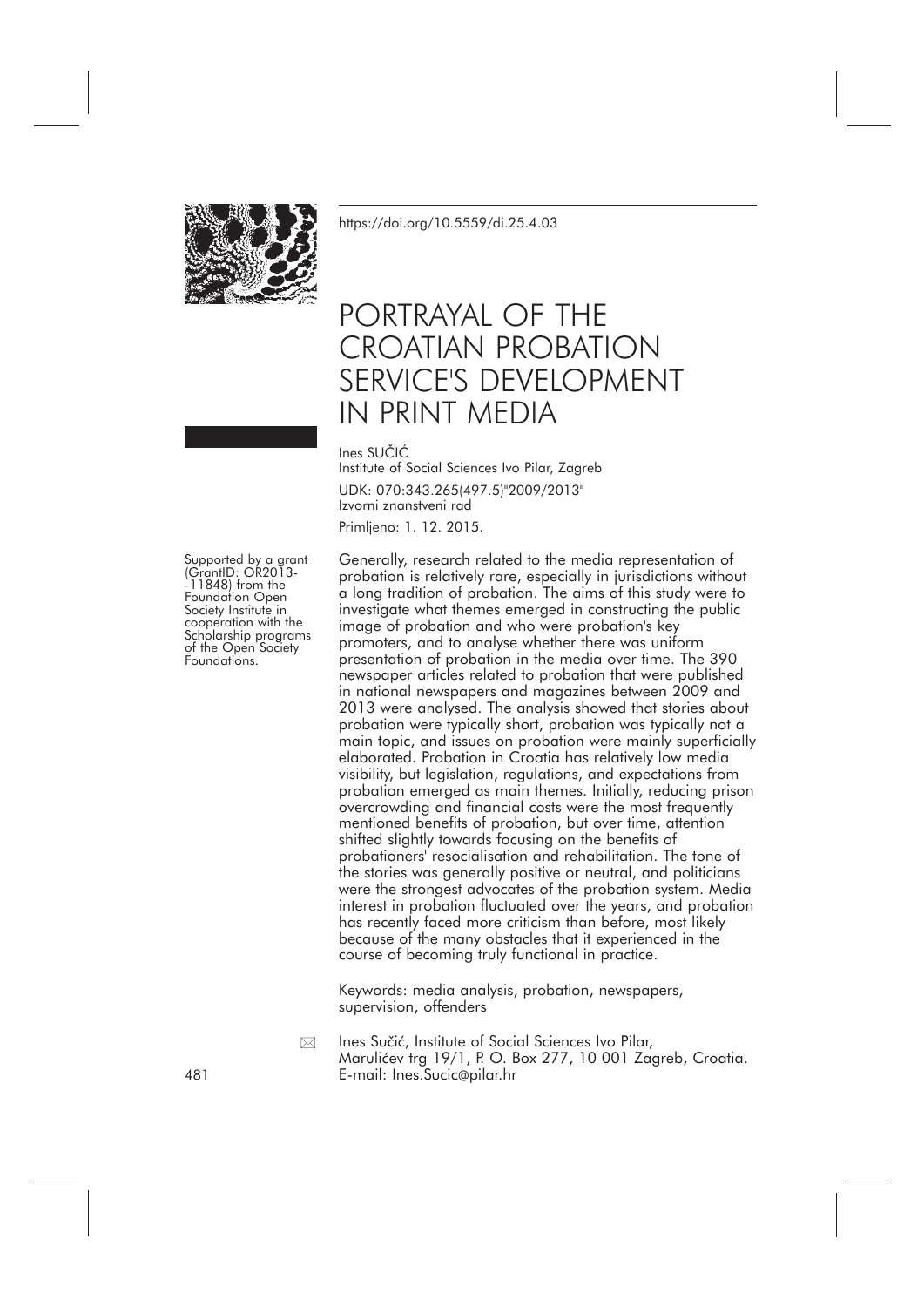https://doi.org/10.5559/di.25.4.03

# PORTRAYAL OF THE CROATIAN PROBATION SERVICE'S DEVELOPMENT IN PRINT MEDIA

Ines SUČIĆ
Institute of Social Sciences Ivo Pilar, Zagreb

UDK: 070:343.265(497.5)"2009/2013"
Izvorni znanstveni rad

Primljeno: 1. 12. 2015.

Supported by a grant (GrantID: OR2013-11848) from the Foundation Open Society Institute in cooperation with the Scholarship programs of the Open Society Foundations.

Generally, research related to the media representation of probation is relatively rare, especially in jurisdictions without a long tradition of probation. The aims of this study were to investigate what themes emerged in constructing the public image of probation and who were probation's key promoters, and to analyse whether there was uniform presentation of probation in the media over time. The 390 newspaper articles related to probation that were published in national newspapers and magazines between 2009 and 2013 were analysed. The analysis showed that stories about probation were typically short, probation was typically not a main topic, and issues on probation were mainly superficially elaborated. Probation in Croatia has relatively low media visibility, but legislation, regulations, and expectations from probation emerged as main themes. Initially, reducing prison overcrowding and financial costs were the most frequently mentioned benefits of probation, but over time, attention shifted slightly towards focusing on the benefits of probationers' resocialisation and rehabilitation. The tone of the stories was generally positive or neutral, and politicians were the strongest advocates of the probation system. Media interest in probation fluctuated over the years, and probation has recently faced more criticism than before, most likely because of the many obstacles that it experienced in the course of becoming truly functional in practice.

Keywords: media analysis, probation, newspapers, supervision, offenders

Ines Sučić, Institute of Social Sciences Ivo Pilar, Marulićev trg 19/1, P. O. Box 277, 10 001 Zagreb, Croatia. E-mail: Ines.Sucic@pilar.hr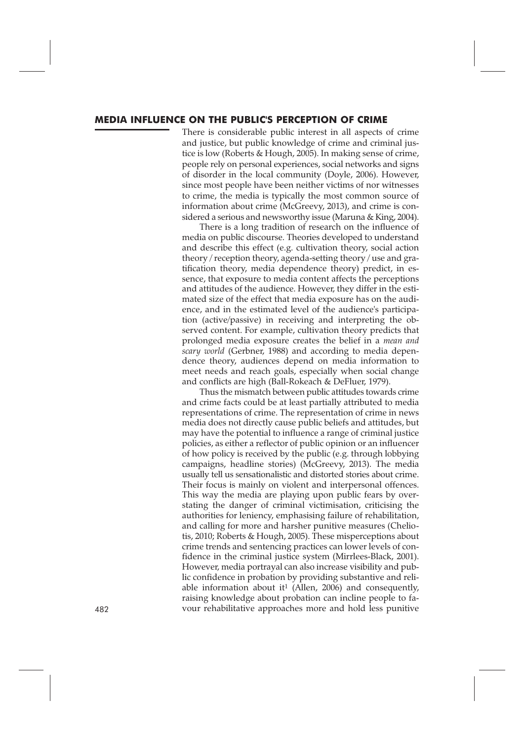## MEDIA INFLUENCE ON THE PUBLIC'S PERCEPTION OF CRIME

There is considerable public interest in all aspects of crime and justice, but public knowledge of crime and criminal justice is low (Roberts & Hough, 2005). In making sense of crime, people rely on personal experiences, social networks and signs of disorder in the local community (Doyle, 2006). However, since most people have been neither victims of nor witnesses to crime, the media is typically the most common source of information about crime (McGreevy, 2013), and crime is considered a serious and newsworthy issue (Maruna & King, 2004).

There is a long tradition of research on the influence of media on public discourse. Theories developed to understand and describe this effect (e.g. cultivation theory, social action theory / reception theory, agenda-setting theory / use and gratification theory, media dependence theory) predict, in essence, that exposure to media content affects the perceptions and attitudes of the audience. However, they differ in the estimated size of the effect that media exposure has on the audience, and in the estimated level of the audience's participation (active/passive) in receiving and interpreting the observed content. For example, cultivation theory predicts that prolonged media exposure creates the belief in a *mean and scary world* (Gerbner, 1988) and according to media dependence theory, audiences depend on media information to meet needs and reach goals, especially when social change and conflicts are high (Ball-Rokeach & DeFluer, 1979).

Thus the mismatch between public attitudes towards crime and crime facts could be at least partially attributed to media representations of crime. The representation of crime in news media does not directly cause public beliefs and attitudes, but may have the potential to influence a range of criminal justice policies, as either a reflector of public opinion or an influencer of how policy is received by the public (e.g. through lobbying campaigns, headline stories) (McGreevy, 2013). The media usually tell us sensationalistic and distorted stories about crime. Their focus is mainly on violent and interpersonal offences. This way the media are playing upon public fears by overstating the danger of criminal victimisation, criticising the authorities for leniency, emphasising failure of rehabilitation, and calling for more and harsher punitive measures (Cheliotis, 2010; Roberts & Hough, 2005). These misperceptions about crime trends and sentencing practices can lower levels of confidence in the criminal justice system (Mirrlees-Black, 2001). However, media portrayal can also increase visibility and public confidence in probation by providing substantive and reliable information about it[1] (Allen, 2006) and consequently, raising knowledge about probation can incline people to favour rehabilitative approaches more and hold less punitive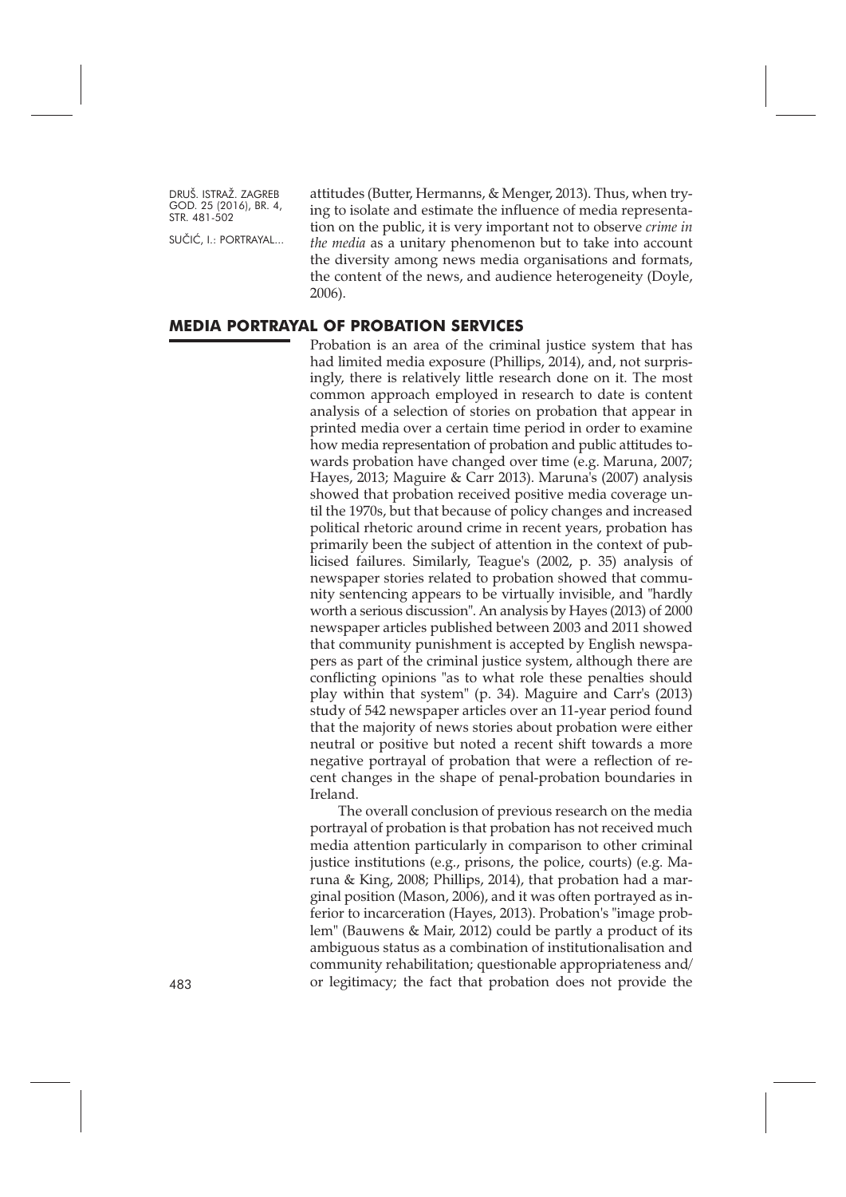attitudes (Butter, Hermanns, & Menger, 2013). Thus, when trying to isolate and estimate the influence of media representation on the public, it is very important not to observe *crime in the media* as a unitary phenomenon but to take into account the diversity among news media organisations and formats, the content of the news, and audience heterogeneity (Doyle, 2006).

## MEDIA PORTRAYAL OF PROBATION SERVICES

Probation is an area of the criminal justice system that has had limited media exposure (Phillips, 2014), and, not surprisingly, there is relatively little research done on it. The most common approach employed in research to date is content analysis of a selection of stories on probation that appear in printed media over a certain time period in order to examine how media representation of probation and public attitudes towards probation have changed over time (e.g. Maruna, 2007; Hayes, 2013; Maguire & Carr 2013). Maruna's (2007) analysis showed that probation received positive media coverage until the 1970s, but that because of policy changes and increased political rhetoric around crime in recent years, probation has primarily been the subject of attention in the context of publicised failures. Similarly, Teague's (2002, p. 35) analysis of newspaper stories related to probation showed that community sentencing appears to be virtually invisible, and "hardly worth a serious discussion". An analysis by Hayes (2013) of 2000 newspaper articles published between 2003 and 2011 showed that community punishment is accepted by English newspapers as part of the criminal justice system, although there are conflicting opinions "as to what role these penalties should play within that system" (p. 34). Maguire and Carr's (2013) study of 542 newspaper articles over an 11-year period found that the majority of news stories about probation were either neutral or positive but noted a recent shift towards a more negative portrayal of probation that were a reflection of recent changes in the shape of penal-probation boundaries in Ireland.

The overall conclusion of previous research on the media portrayal of probation is that probation has not received much media attention particularly in comparison to other criminal justice institutions (e.g., prisons, the police, courts) (e.g. Maruna & King, 2008; Phillips, 2014), that probation had a marginal position (Mason, 2006), and it was often portrayed as inferior to incarceration (Hayes, 2013). Probation's "image problem" (Bauwens & Mair, 2012) could be partly a product of its ambiguous status as a combination of institutionalisation and community rehabilitation; questionable appropriateness and/or legitimacy; the fact that probation does not provide the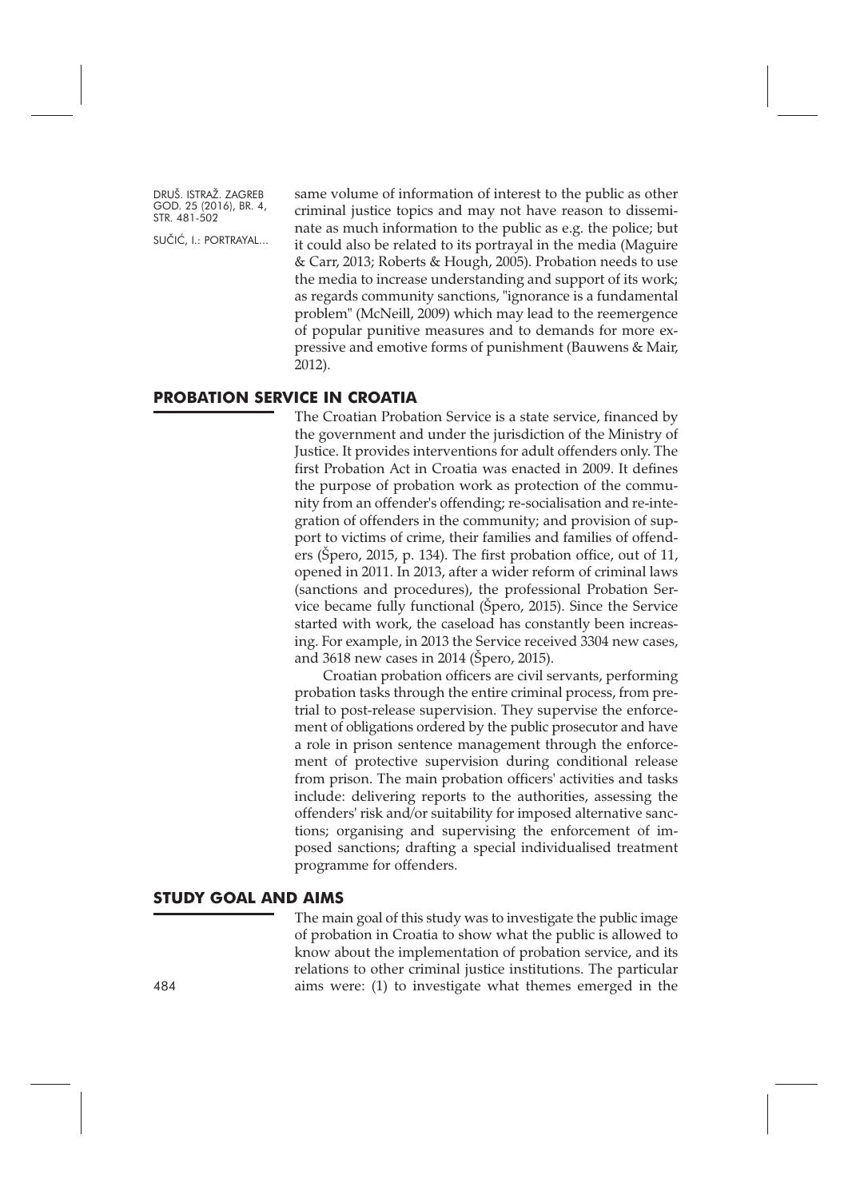same volume of information of interest to the public as other criminal justice topics and may not have reason to disseminate as much information to the public as e.g. the police; but it could also be related to its portrayal in the media (Maguire & Carr, 2013; Roberts & Hough, 2005). Probation needs to use the media to increase understanding and support of its work; as regards community sanctions, "ignorance is a fundamental problem" (McNeill, 2009) which may lead to the reemergence of popular punitive measures and to demands for more expressive and emotive forms of punishment (Bauwens & Mair, 2012).

## PROBATION SERVICE IN CROATIA

The Croatian Probation Service is a state service, financed by the government and under the jurisdiction of the Ministry of Justice. It provides interventions for adult offenders only. The first Probation Act in Croatia was enacted in 2009. It defines the purpose of probation work as protection of the community from an offender's offending; re-socialisation and re-integration of offenders in the community; and provision of support to victims of crime, their families and families of offenders (Špero, 2015, p. 134). The first probation office, out of 11, opened in 2011. In 2013, after a wider reform of criminal laws (sanctions and procedures), the professional Probation Service became fully functional (Špero, 2015). Since the Service started with work, the caseload has constantly been increasing. For example, in 2013 the Service received 3304 new cases, and 3618 new cases in 2014 (Špero, 2015).

Croatian probation officers are civil servants, performing probation tasks through the entire criminal process, from pretrial to post-release supervision. They supervise the enforcement of obligations ordered by the public prosecutor and have a role in prison sentence management through the enforcement of protective supervision during conditional release from prison. The main probation officers' activities and tasks include: delivering reports to the authorities, assessing the offenders' risk and/or suitability for imposed alternative sanctions; organising and supervising the enforcement of imposed sanctions; drafting a special individualised treatment programme for offenders.

## STUDY GOAL AND AIMS

The main goal of this study was to investigate the public image of probation in Croatia to show what the public is allowed to know about the implementation of probation service, and its relations to other criminal justice institutions. The particular aims were: (1) to investigate what themes emerged in the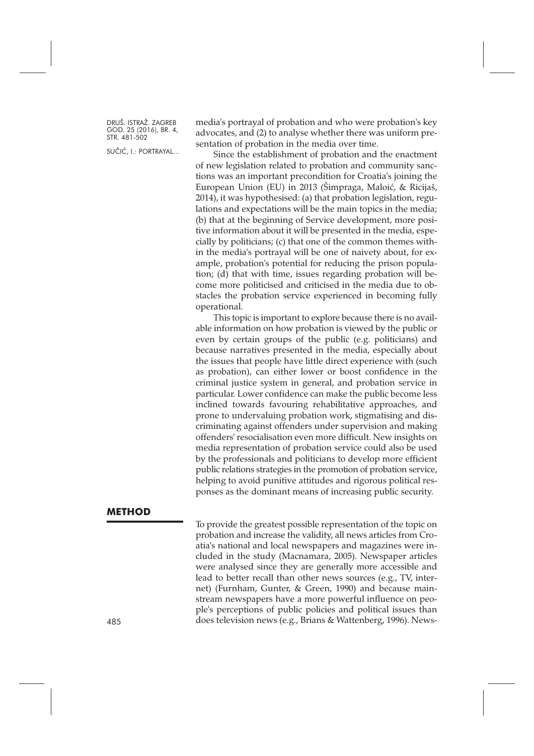media's portrayal of probation and who were probation's key advocates, and (2) to analyse whether there was uniform presentation of probation in the media over time.

Since the establishment of probation and the enactment of new legislation related to probation and community sanctions was an important precondition for Croatia's joining the European Union (EU) in 2013 (Šimpraga, Maloić, & Ricijaš, 2014), it was hypothesised: (a) that probation legislation, regulations and expectations will be the main topics in the media; (b) that at the beginning of Service development, more positive information about it will be presented in the media, especially by politicians; (c) that one of the common themes within the media's portrayal will be one of naivety about, for example, probation's potential for reducing the prison population; (d) that with time, issues regarding probation will become more politicised and criticised in the media due to obstacles the probation service experienced in becoming fully operational.

This topic is important to explore because there is no available information on how probation is viewed by the public or even by certain groups of the public (e.g. politicians) and because narratives presented in the media, especially about the issues that people have little direct experience with (such as probation), can either lower or boost confidence in the criminal justice system in general, and probation service in particular. Lower confidence can make the public become less inclined towards favouring rehabilitative approaches, and prone to undervaluing probation work, stigmatising and discriminating against offenders under supervision and making offenders' resocialisation even more difficult. New insights on media representation of probation service could also be used by the professionals and politicians to develop more efficient public relations strategies in the promotion of probation service, helping to avoid punitive attitudes and rigorous political responses as the dominant means of increasing public security.

## METHOD

To provide the greatest possible representation of the topic on probation and increase the validity, all news articles from Croatia's national and local newspapers and magazines were included in the study (Macnamara, 2005). Newspaper articles were analysed since they are generally more accessible and lead to better recall than other news sources (e.g., TV, internet) (Furnham, Gunter, & Green, 1990) and because mainstream newspapers have a more powerful influence on people's perceptions of public policies and political issues than does television news (e.g., Brians & Wattenberg, 1996). News-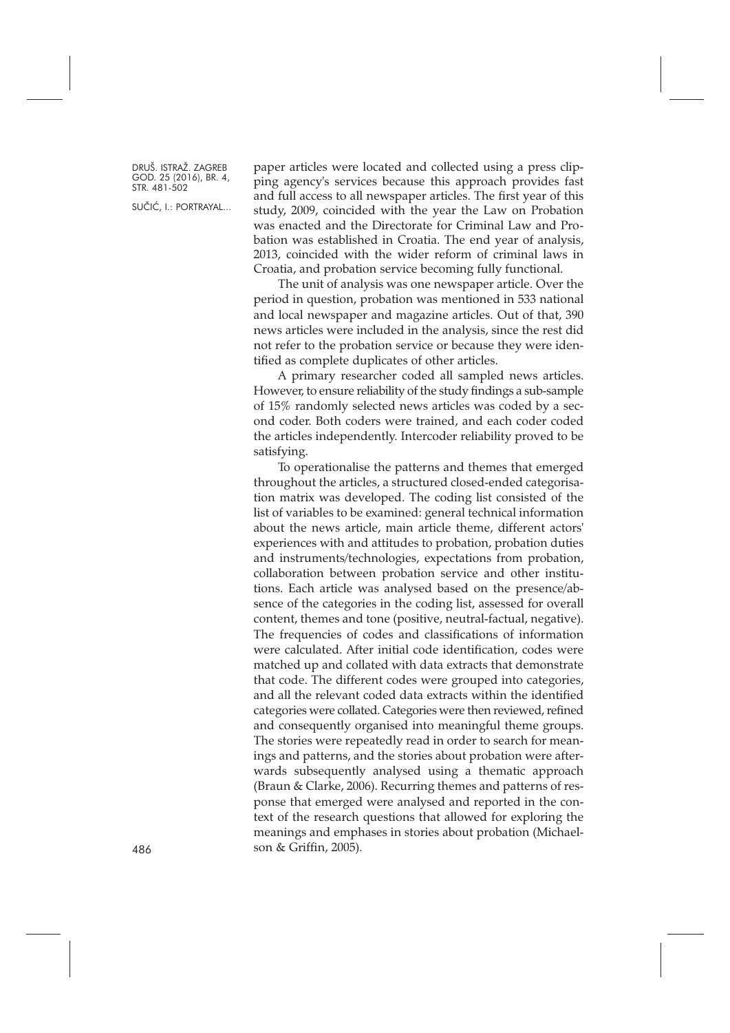paper articles were located and collected using a press clipping agency's services because this approach provides fast and full access to all newspaper articles. The first year of this study, 2009, coincided with the year the Law on Probation was enacted and the Directorate for Criminal Law and Probation was established in Croatia. The end year of analysis, 2013, coincided with the wider reform of criminal laws in Croatia, and probation service becoming fully functional.

The unit of analysis was one newspaper article. Over the period in question, probation was mentioned in 533 national and local newspaper and magazine articles. Out of that, 390 news articles were included in the analysis, since the rest did not refer to the probation service or because they were identified as complete duplicates of other articles.

A primary researcher coded all sampled news articles. However, to ensure reliability of the study findings a sub-sample of 15% randomly selected news articles was coded by a second coder. Both coders were trained, and each coder coded the articles independently. Intercoder reliability proved to be satisfying.

To operationalise the patterns and themes that emerged throughout the articles, a structured closed-ended categorisation matrix was developed. The coding list consisted of the list of variables to be examined: general technical information about the news article, main article theme, different actors' experiences with and attitudes to probation, probation duties and instruments/technologies, expectations from probation, collaboration between probation service and other institutions. Each article was analysed based on the presence/absence of the categories in the coding list, assessed for overall content, themes and tone (positive, neutral-factual, negative). The frequencies of codes and classifications of information were calculated. After initial code identification, codes were matched up and collated with data extracts that demonstrate that code. The different codes were grouped into categories, and all the relevant coded data extracts within the identified categories were collated. Categories were then reviewed, refined and consequently organised into meaningful theme groups. The stories were repeatedly read in order to search for meanings and patterns, and the stories about probation were afterwards subsequently analysed using a thematic approach (Braun & Clarke, 2006). Recurring themes and patterns of response that emerged were analysed and reported in the context of the research questions that allowed for exploring the meanings and emphases in stories about probation (Michaelson & Griffin, 2005).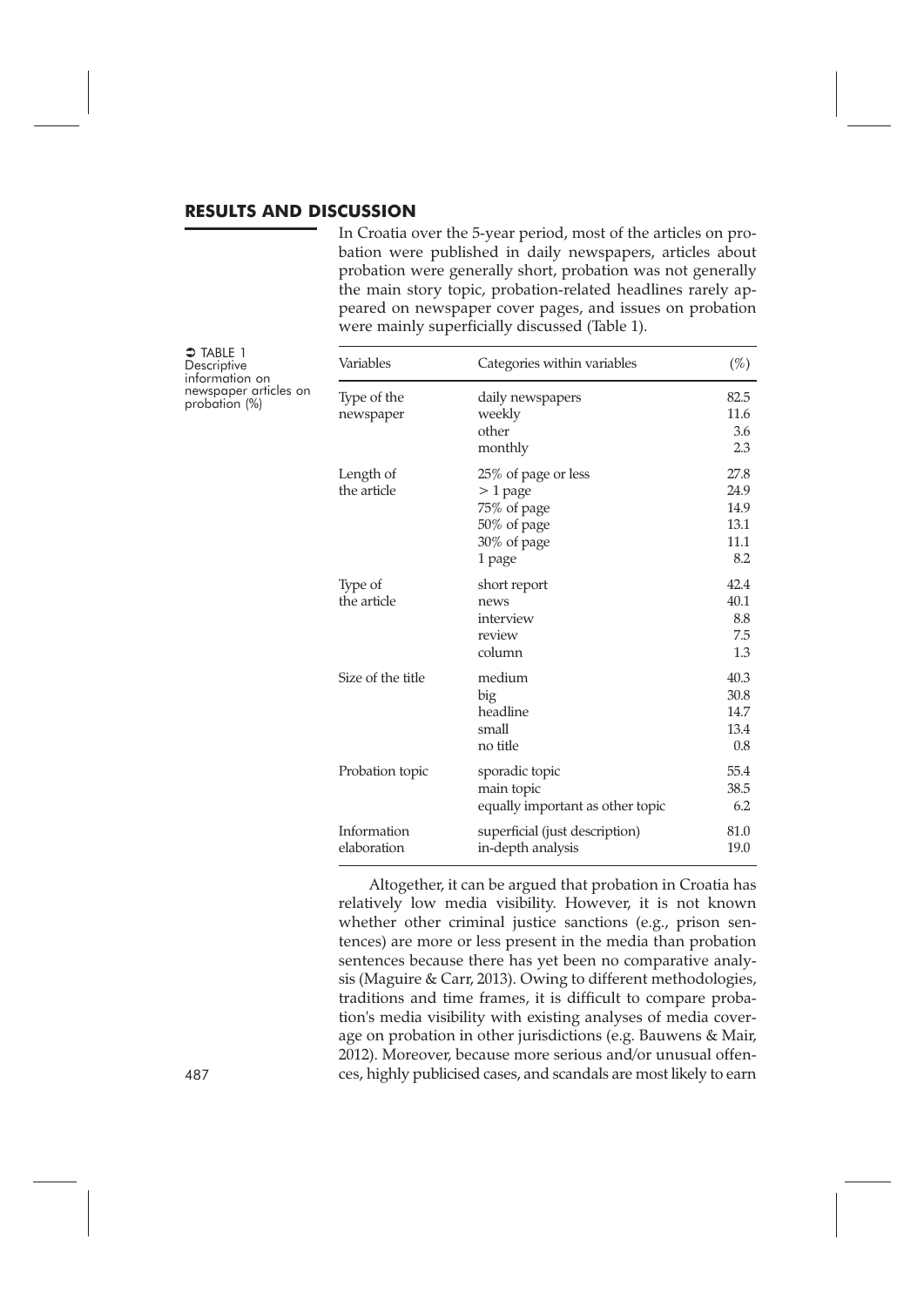## RESULTS AND DISCUSSION

In Croatia over the 5-year period, most of the articles on probation were published in daily newspapers, articles about probation were generally short, probation was not generally the main story topic, probation-related headlines rarely appeared on newspaper cover pages, and issues on probation were mainly superficially discussed (Table 1).

TABLE 1 Descriptive information on newspaper articles on probation (%)

| Variables | Categories within variables | (%) |
|---|---|---|
| Type of the newspaper | daily newspapers | 82.5 |
| | weekly | 11.6 |
| | other | 3.6 |
| | monthly | 2.3 |
| Length of the article | 25% of page or less | 27.8 |
| | > 1 page | 24.9 |
| | 75% of page | 14.9 |
| | 50% of page | 13.1 |
| | 30% of page | 11.1 |
| | 1 page | 8.2 |
| Type of the article | short report | 42.4 |
| | news | 40.1 |
| | interview | 8.8 |
| | review | 7.5 |
| | column | 1.3 |
| Size of the title | medium | 40.3 |
| | big | 30.8 |
| | headline | 14.7 |
| | small | 13.4 |
| | no title | 0.8 |
| Probation topic | sporadic topic | 55.4 |
| | main topic | 38.5 |
| | equally important as other topic | 6.2 |
| Information elaboration | superficial (just description) | 81.0 |
| | in-depth analysis | 19.0 |

Altogether, it can be argued that probation in Croatia has relatively low media visibility. However, it is not known whether other criminal justice sanctions (e.g., prison sentences) are more or less present in the media than probation sentences because there has yet been no comparative analysis (Maguire & Carr, 2013). Owing to different methodologies, traditions and time frames, it is difficult to compare probation's media visibility with existing analyses of media coverage on probation in other jurisdictions (e.g. Bauwens & Mair, 2012). Moreover, because more serious and/or unusual offences, highly publicised cases, and scandals are most likely to earn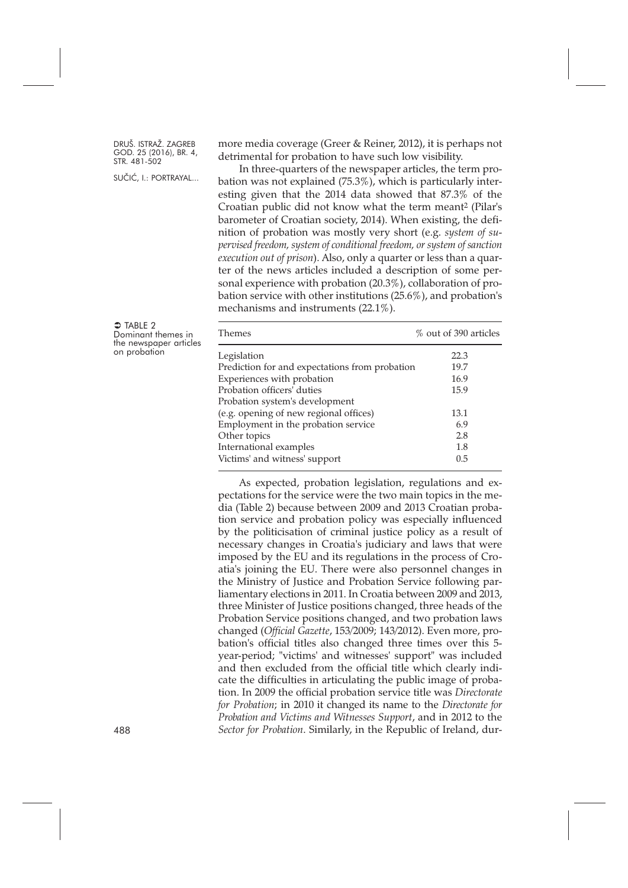more media coverage (Greer & Reiner, 2012), it is perhaps not detrimental for probation to have such low visibility.

In three-quarters of the newspaper articles, the term probation was not explained (75.3%), which is particularly interesting given that the 2014 data showed that 87.3% of the Croatian public did not know what the term meant[2] (Pilar's barometer of Croatian society, 2014). When existing, the definition of probation was mostly very short (e.g. *system of supervised freedom, system of conditional freedom, or system of sanction execution out of prison*). Also, only a quarter or less than a quarter of the news articles included a description of some personal experience with probation (20.3%), collaboration of probation service with other institutions (25.6%), and probation's mechanisms and instruments (22.1%).

TABLE 2
Dominant themes in the newspaper articles on probation

| Themes | % out of 390 articles |
|---|---|
| Legislation | 22.3 |
| Prediction for and expectations from probation | 19.7 |
| Experiences with probation | 16.9 |
| Probation officers' duties | 15.9 |
| Probation system's development (e.g. opening of new regional offices) | 13.1 |
| Employment in the probation service | 6.9 |
| Other topics | 2.8 |
| International examples | 1.8 |
| Victims' and witness' support | 0.5 |

As expected, probation legislation, regulations and expectations for the service were the two main topics in the media (Table 2) because between 2009 and 2013 Croatian probation service and probation policy was especially influenced by the politicisation of criminal justice policy as a result of necessary changes in Croatia's judiciary and laws that were imposed by the EU and its regulations in the process of Croatia's joining the EU. There were also personnel changes in the Ministry of Justice and Probation Service following parliamentary elections in 2011. In Croatia between 2009 and 2013, three Minister of Justice positions changed, three heads of the Probation Service positions changed, and two probation laws changed (*Official Gazette*, 153/2009; 143/2012). Even more, probation's official titles also changed three times over this 5-year-period; "victims' and witnesses' support" was included and then excluded from the official title which clearly indicate the difficulties in articulating the public image of probation. In 2009 the official probation service title was *Directorate for Probation*; in 2010 it changed its name to the *Directorate for Probation and Victims and Witnesses Support*, and in 2012 to the *Sector for Probation*. Similarly, in the Republic of Ireland, dur-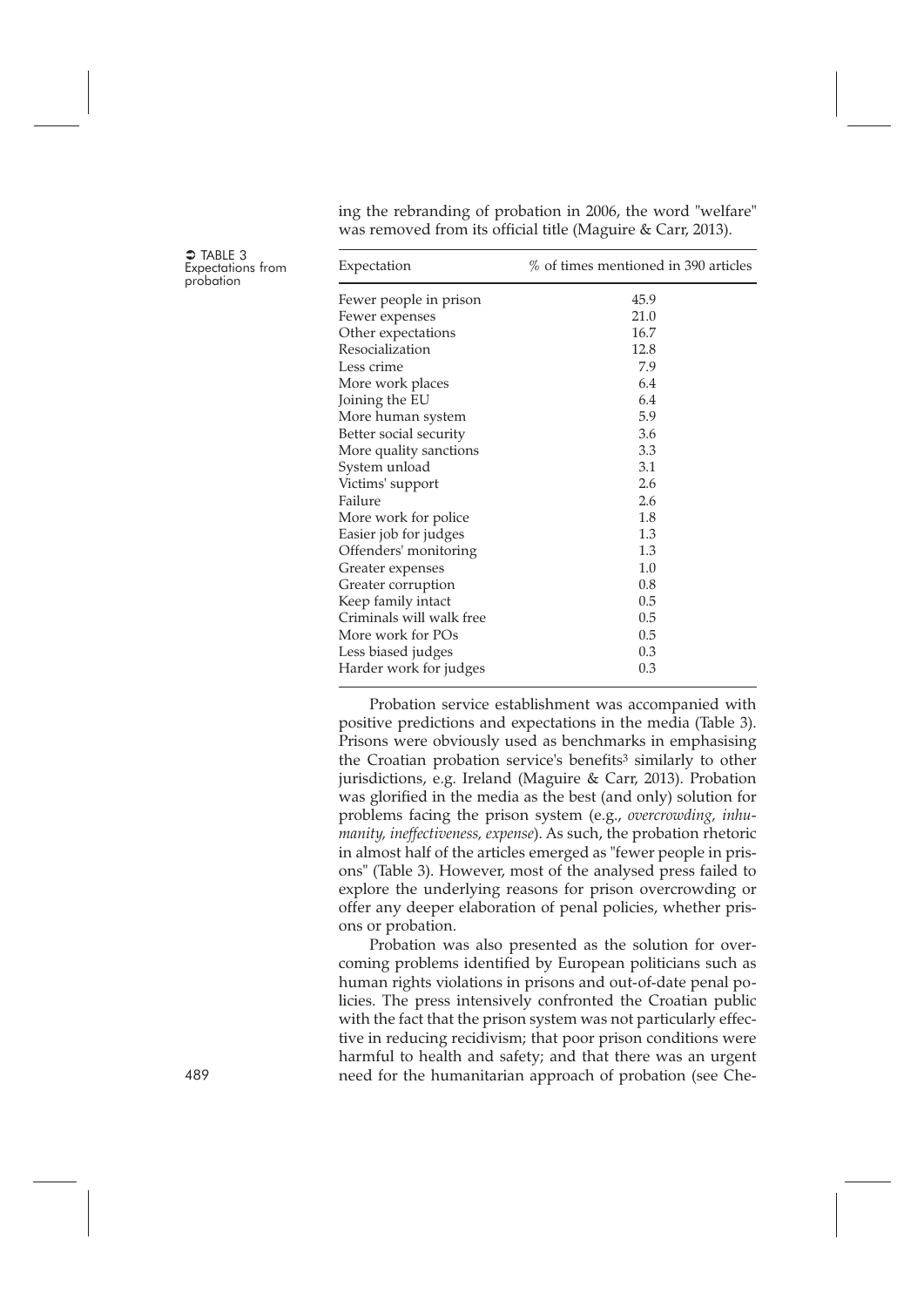ing the rebranding of probation in 2006, the word "welfare" was removed from its official title (Maguire & Carr, 2013).

TABLE 3
Expectations from probation

| Expectation | % of times mentioned in 390 articles |
|---|---|
| Fewer people in prison | 45.9 |
| Fewer expenses | 21.0 |
| Other expectations | 16.7 |
| Resocialization | 12.8 |
| Less crime | 7.9 |
| More work places | 6.4 |
| Joining the EU | 6.4 |
| More human system | 5.9 |
| Better social security | 3.6 |
| More quality sanctions | 3.3 |
| System unload | 3.1 |
| Victims' support | 2.6 |
| Failure | 2.6 |
| More work for police | 1.8 |
| Easier job for judges | 1.3 |
| Offenders' monitoring | 1.3 |
| Greater expenses | 1.0 |
| Greater corruption | 0.8 |
| Keep family intact | 0.5 |
| Criminals will walk free | 0.5 |
| More work for POs | 0.5 |
| Less biased judges | 0.3 |
| Harder work for judges | 0.3 |

Probation service establishment was accompanied with positive predictions and expectations in the media (Table 3). Prisons were obviously used as benchmarks in emphasising the Croatian probation service's benefits[3] similarly to other jurisdictions, e.g. Ireland (Maguire & Carr, 2013). Probation was glorified in the media as the best (and only) solution for problems facing the prison system (e.g., *overcrowding, inhumanity, ineffectiveness, expense*). As such, the probation rhetoric in almost half of the articles emerged as "fewer people in prisons" (Table 3). However, most of the analysed press failed to explore the underlying reasons for prison overcrowding or offer any deeper elaboration of penal policies, whether prisons or probation.

Probation was also presented as the solution for overcoming problems identified by European politicians such as human rights violations in prisons and out-of-date penal policies. The press intensively confronted the Croatian public with the fact that the prison system was not particularly effective in reducing recidivism; that poor prison conditions were harmful to health and safety; and that there was an urgent need for the humanitarian approach of probation (see Che-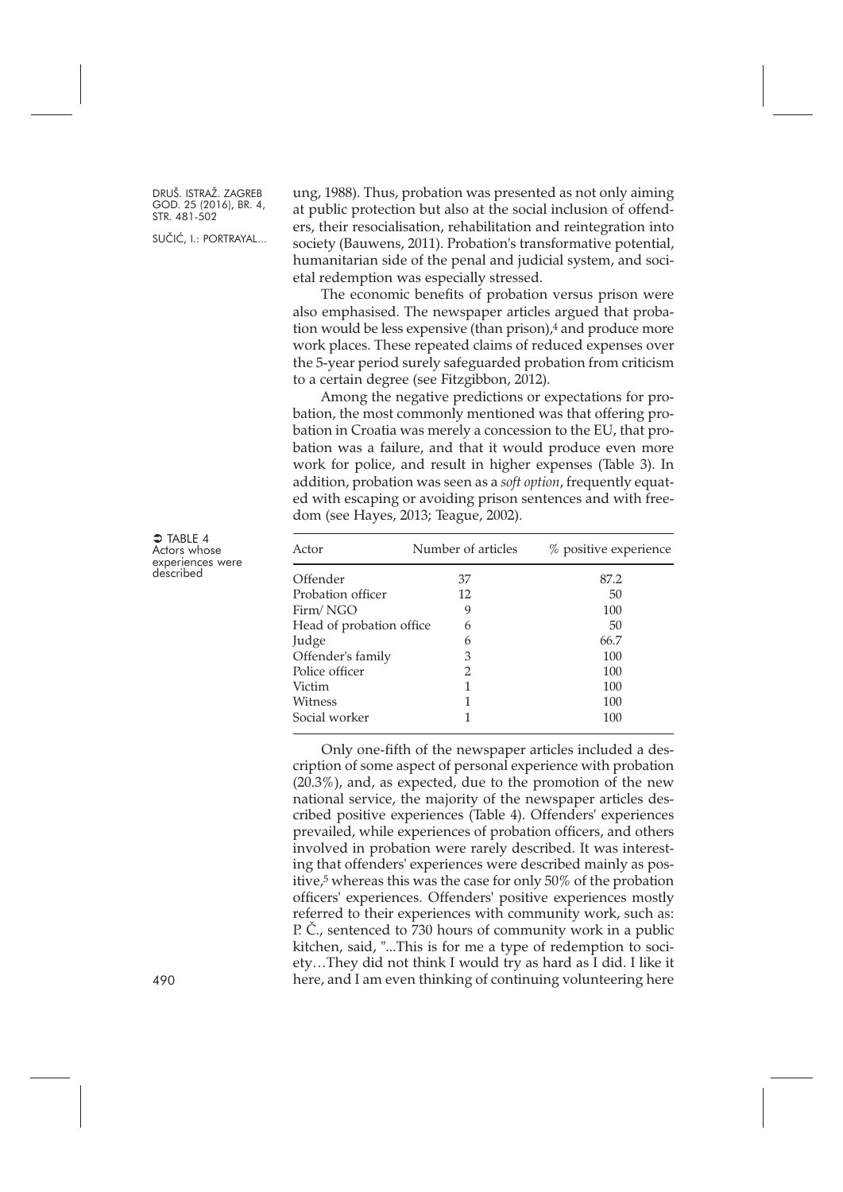ung, 1988). Thus, probation was presented as not only aiming at public protection but also at the social inclusion of offenders, their resocialisation, rehabilitation and reintegration into society (Bauwens, 2011). Probation's transformative potential, humanitarian side of the penal and judicial system, and societal redemption was especially stressed.

The economic benefits of probation versus prison were also emphasised. The newspaper articles argued that probation would be less expensive (than prison),[4] and produce more work places. These repeated claims of reduced expenses over the 5-year period surely safeguarded probation from criticism to a certain degree (see Fitzgibbon, 2012).

Among the negative predictions or expectations for probation, the most commonly mentioned was that offering probation in Croatia was merely a concession to the EU, that probation was a failure, and that it would produce even more work for police, and result in higher expenses (Table 3). In addition, probation was seen as a *soft option*, frequently equated with escaping or avoiding prison sentences and with freedom (see Hayes, 2013; Teague, 2002).

TABLE 4 Actors whose experiences were described

| Actor | Number of articles | % positive experience |
|---|---|---|
| Offender | 37 | 87.2 |
| Probation officer | 12 | 50 |
| Firm/ NGO | 9 | 100 |
| Head of probation office | 6 | 50 |
| Judge | 6 | 66.7 |
| Offender's family | 3 | 100 |
| Police officer | 2 | 100 |
| Victim | 1 | 100 |
| Witness | 1 | 100 |
| Social worker | 1 | 100 |

Only one-fifth of the newspaper articles included a description of some aspect of personal experience with probation (20.3%), and, as expected, due to the promotion of the new national service, the majority of the newspaper articles described positive experiences (Table 4). Offenders' experiences prevailed, while experiences of probation officers, and others involved in probation were rarely described. It was interesting that offenders' experiences were described mainly as positive,[5] whereas this was the case for only 50% of the probation officers' experiences. Offenders' positive experiences mostly referred to their experiences with community work, such as: P. Č., sentenced to 730 hours of community work in a public kitchen, said, "...This is for me a type of redemption to society…They did not think I would try as hard as I did. I like it here, and I am even thinking of continuing volunteering here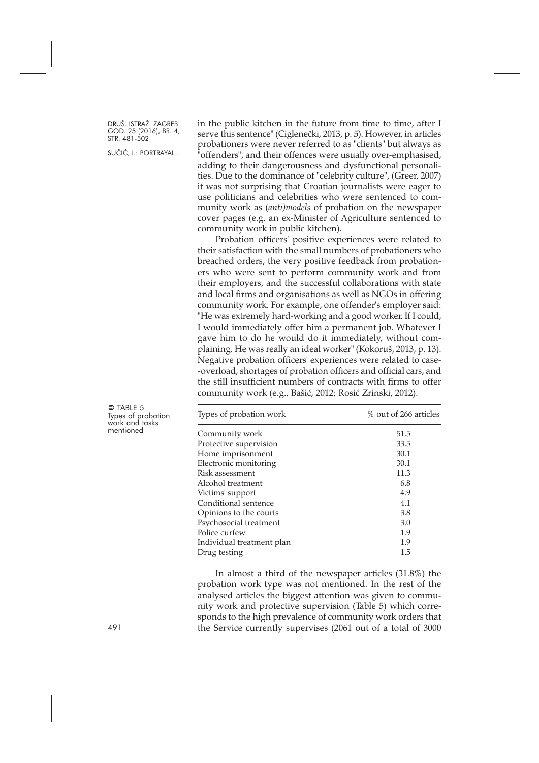in the public kitchen in the future from time to time, after I serve this sentence" (Ciglenečki, 2013, p. 5). However, in articles probationers were never referred to as "clients" but always as "offenders", and their offences were usually over-emphasised, adding to their dangerousness and dysfunctional personalities. Due to the dominance of "celebrity culture", (Greer, 2007) it was not surprising that Croatian journalists were eager to use politicians and celebrities who were sentenced to community work as (*anti)models* of probation on the newspaper cover pages (e.g. an ex-Minister of Agriculture sentenced to community work in public kitchen).

Probation officers' positive experiences were related to their satisfaction with the small numbers of probationers who breached orders, the very positive feedback from probationers who were sent to perform community work and from their employers, and the successful collaborations with state and local firms and organisations as well as NGOs in offering community work. For example, one offender's employer said: "He was extremely hard-working and a good worker. If I could, I would immediately offer him a permanent job. Whatever I gave him to do he would do it immediately, without complaining. He was really an ideal worker" (Kokoruš, 2013, p. 13). Negative probation officers' experiences were related to case--overload, shortages of probation officers and official cars, and the still insufficient numbers of contracts with firms to offer community work (e.g., Bašić, 2012; Rosić Zrinski, 2012).

TABLE 5
Types of probation work and tasks mentioned

| Types of probation work | % out of 266 articles |
|---|---|
| Community work | 51.5 |
| Protective supervision | 33.5 |
| Home imprisonment | 30.1 |
| Electronic monitoring | 30.1 |
| Risk assessment | 11.3 |
| Alcohol treatment | 6.8 |
| Victims' support | 4.9 |
| Conditional sentence | 4.1 |
| Opinions to the courts | 3.8 |
| Psychosocial treatment | 3.0 |
| Police curfew | 1.9 |
| Individual treatment plan | 1.9 |
| Drug testing | 1.5 |

In almost a third of the newspaper articles (31.8%) the probation work type was not mentioned. In the rest of the analysed articles the biggest attention was given to community work and protective supervision (Table 5) which corresponds to the high prevalence of community work orders that the Service currently supervises (2061 out of a total of 3000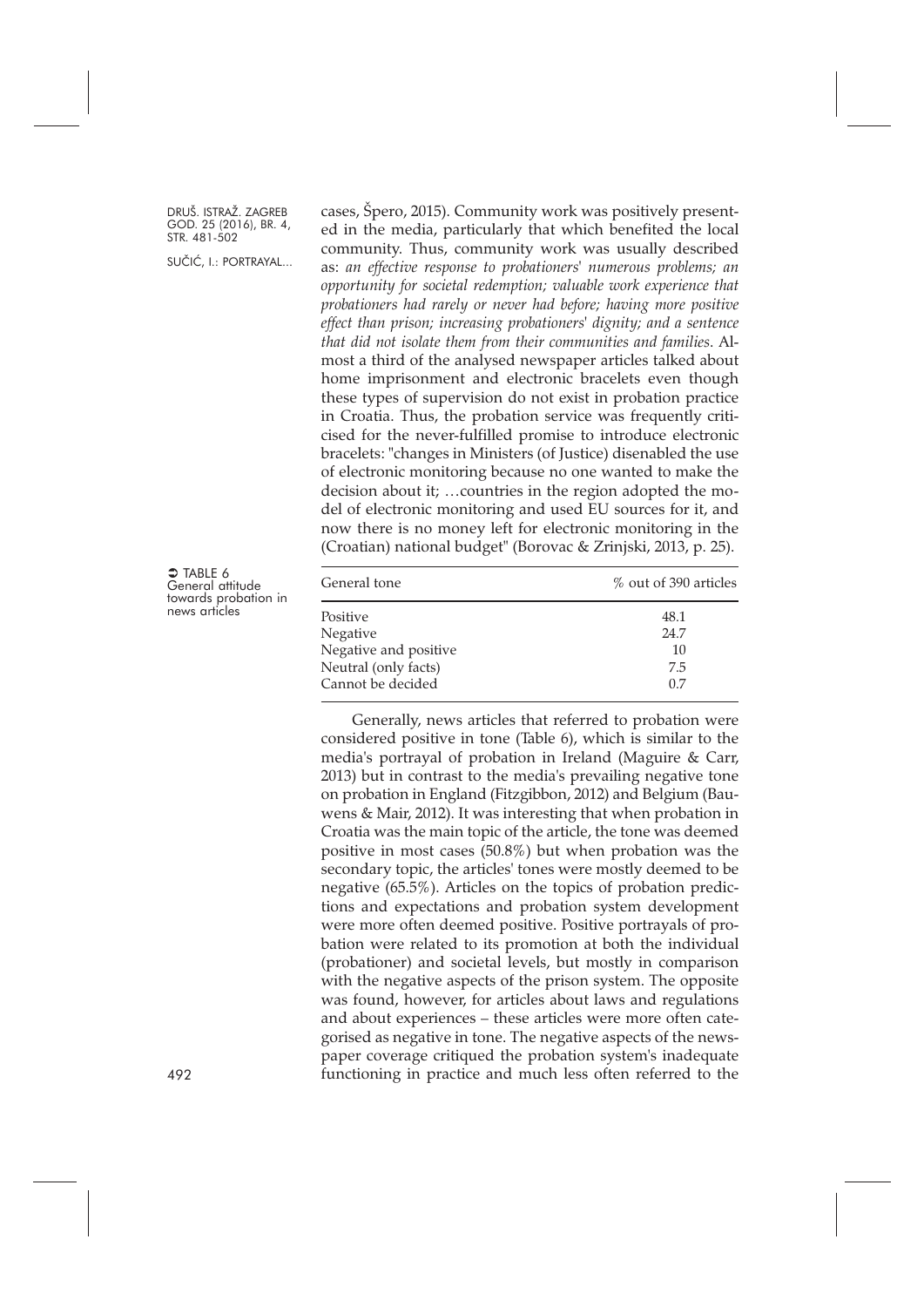cases, Špero, 2015). Community work was positively presented in the media, particularly that which benefited the local community. Thus, community work was usually described as: *an effective response to probationers' numerous problems; an opportunity for societal redemption; valuable work experience that probationers had rarely or never had before; having more positive effect than prison; increasing probationers' dignity; and a sentence that did not isolate them from their communities and families*. Almost a third of the analysed newspaper articles talked about home imprisonment and electronic bracelets even though these types of supervision do not exist in probation practice in Croatia. Thus, the probation service was frequently criticised for the never-fulfilled promise to introduce electronic bracelets: "changes in Ministers (of Justice) disenabled the use of electronic monitoring because no one wanted to make the decision about it; …countries in the region adopted the model of electronic monitoring and used EU sources for it, and now there is no money left for electronic monitoring in the (Croatian) national budget" (Borovac & Zrinjski, 2013, p. 25).

TABLE 6
General attitude towards probation in news articles

| General tone | % out of 390 articles |
|---|---|
| Positive | 48.1 |
| Negative | 24.7 |
| Negative and positive | 10 |
| Neutral (only facts) | 7.5 |
| Cannot be decided | 0.7 |

Generally, news articles that referred to probation were considered positive in tone (Table 6), which is similar to the media's portrayal of probation in Ireland (Maguire & Carr, 2013) but in contrast to the media's prevailing negative tone on probation in England (Fitzgibbon, 2012) and Belgium (Bauwens & Mair, 2012). It was interesting that when probation in Croatia was the main topic of the article, the tone was deemed positive in most cases (50.8%) but when probation was the secondary topic, the articles' tones were mostly deemed to be negative (65.5%). Articles on the topics of probation predictions and expectations and probation system development were more often deemed positive. Positive portrayals of probation were related to its promotion at both the individual (probationer) and societal levels, but mostly in comparison with the negative aspects of the prison system. The opposite was found, however, for articles about laws and regulations and about experiences – these articles were more often categorised as negative in tone. The negative aspects of the newspaper coverage critiqued the probation system's inadequate functioning in practice and much less often referred to the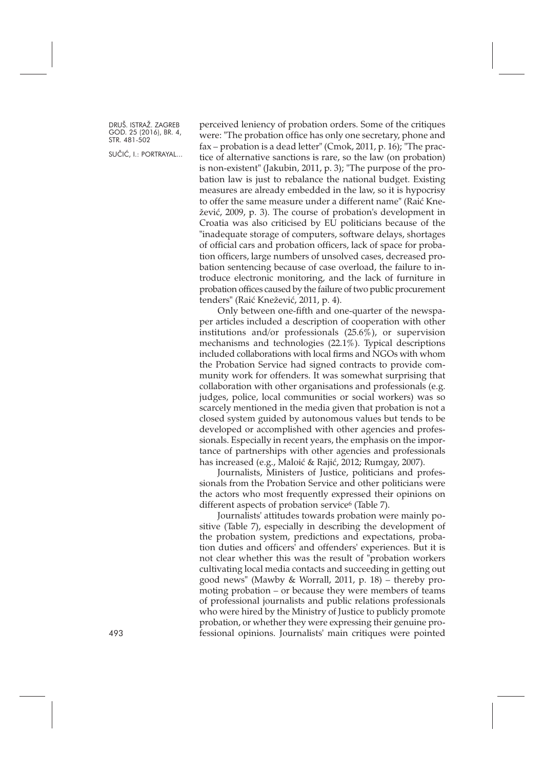perceived leniency of probation orders. Some of the critiques were: "The probation office has only one secretary, phone and fax – probation is a dead letter" (Cmok, 2011, p. 16); "The practice of alternative sanctions is rare, so the law (on probation) is non-existent" (Jakubin, 2011, p. 3); "The purpose of the probation law is just to rebalance the national budget. Existing measures are already embedded in the law, so it is hypocrisy to offer the same measure under a different name" (Raić Knežević, 2009, p. 3). The course of probation's development in Croatia was also criticised by EU politicians because of the "inadequate storage of computers, software delays, shortages of official cars and probation officers, lack of space for probation officers, large numbers of unsolved cases, decreased probation sentencing because of case overload, the failure to introduce electronic monitoring, and the lack of furniture in probation offices caused by the failure of two public procurement tenders" (Raić Knežević, 2011, p. 4).

Only between one-fifth and one-quarter of the newspaper articles included a description of cooperation with other institutions and/or professionals (25.6%), or supervision mechanisms and technologies (22.1%). Typical descriptions included collaborations with local firms and NGOs with whom the Probation Service had signed contracts to provide community work for offenders. It was somewhat surprising that collaboration with other organisations and professionals (e.g. judges, police, local communities or social workers) was so scarcely mentioned in the media given that probation is not a closed system guided by autonomous values but tends to be developed or accomplished with other agencies and professionals. Especially in recent years, the emphasis on the importance of partnerships with other agencies and professionals has increased (e.g., Maloić & Rajić, 2012; Rumgay, 2007).

Journalists, Ministers of Justice, politicians and professionals from the Probation Service and other politicians were the actors who most frequently expressed their opinions on different aspects of probation service[6] (Table 7).

Journalists' attitudes towards probation were mainly positive (Table 7), especially in describing the development of the probation system, predictions and expectations, probation duties and officers' and offenders' experiences. But it is not clear whether this was the result of "probation workers cultivating local media contacts and succeeding in getting out good news" (Mawby & Worrall, 2011, p. 18) – thereby promoting probation – or because they were members of teams of professional journalists and public relations professionals who were hired by the Ministry of Justice to publicly promote probation, or whether they were expressing their genuine professional opinions. Journalists' main critiques were pointed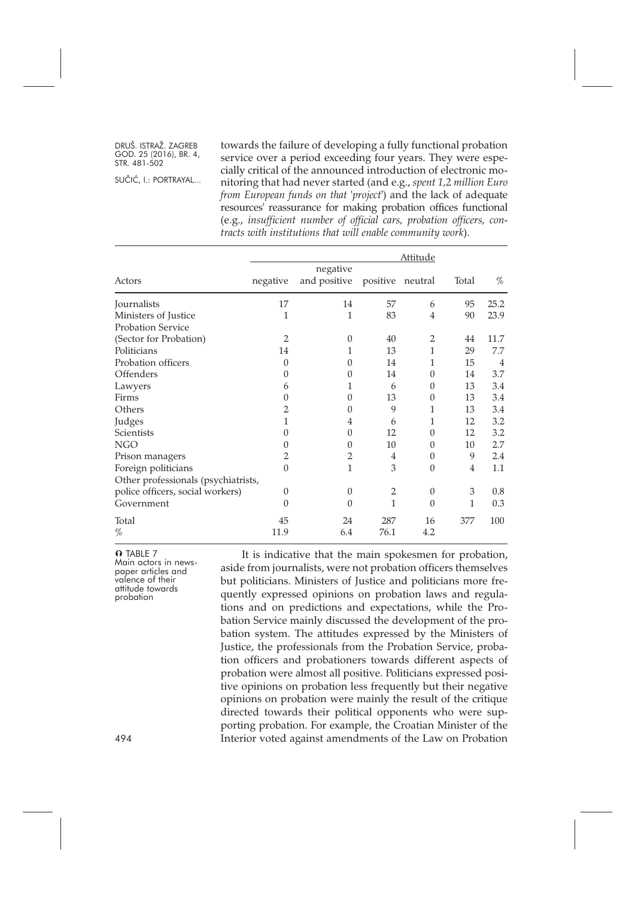towards the failure of developing a fully functional probation service over a period exceeding four years. They were especially critical of the announced introduction of electronic monitoring that had never started (and e.g., *spent 1,2 million Euro from European funds on that 'project'*) and the lack of adequate resources' reassurance for making probation offices functional (e.g., *insufficient number of official cars, probation officers, contracts with institutions that will enable community work*).

| | Attitude | | | | | |
|---|---|---|---|---|---|---|
| Actors | negative | negative and positive | positive | neutral | Total | % |
| Journalists | 17 | 14 | 57 | 6 | 95 | 25.2 |
| Ministers of Justice | 1 | 1 | 83 | 4 | 90 | 23.9 |
| Probation Service (Sector for Probation) | 2 | 0 | 40 | 2 | 44 | 11.7 |
| Politicians | 14 | 1 | 13 | 1 | 29 | 7.7 |
| Probation officers | 0 | 0 | 14 | 1 | 15 | 4 |
| Offenders | 0 | 0 | 14 | 0 | 14 | 3.7 |
| Lawyers | 6 | 1 | 6 | 0 | 13 | 3.4 |
| Firms | 0 | 0 | 13 | 0 | 13 | 3.4 |
| Others | 2 | 0 | 9 | 1 | 13 | 3.4 |
| Judges | 1 | 4 | 6 | 1 | 12 | 3.2 |
| Scientists | 0 | 0 | 12 | 0 | 12 | 3.2 |
| NGO | 0 | 0 | 10 | 0 | 10 | 2.7 |
| Prison managers | 2 | 2 | 4 | 0 | 9 | 2.4 |
| Foreign politicians | 0 | 1 | 3 | 0 | 4 | 1.1 |
| Other professionals (psychiatrists, police officers, social workers) | 0 | 0 | 2 | 0 | 3 | 0.8 |
| Government | 0 | 0 | 1 | 0 | 1 | 0.3 |
| Total | 45 | 24 | 287 | 16 | 377 | 100 |
| % | 11.9 | 6.4 | 76.1 | 4.2 | | |

TABLE 7
Main actors in newspaper articles and valence of their attitude towards probation

It is indicative that the main spokesmen for probation, aside from journalists, were not probation officers themselves but politicians. Ministers of Justice and politicians more frequently expressed opinions on probation laws and regulations and on predictions and expectations, while the Probation Service mainly discussed the development of the probation system. The attitudes expressed by the Ministers of Justice, the professionals from the Probation Service, probation officers and probationers towards different aspects of probation were almost all positive. Politicians expressed positive opinions on probation less frequently but their negative opinions on probation were mainly the result of the critique directed towards their political opponents who were supporting probation. For example, the Croatian Minister of the Interior voted against amendments of the Law on Probation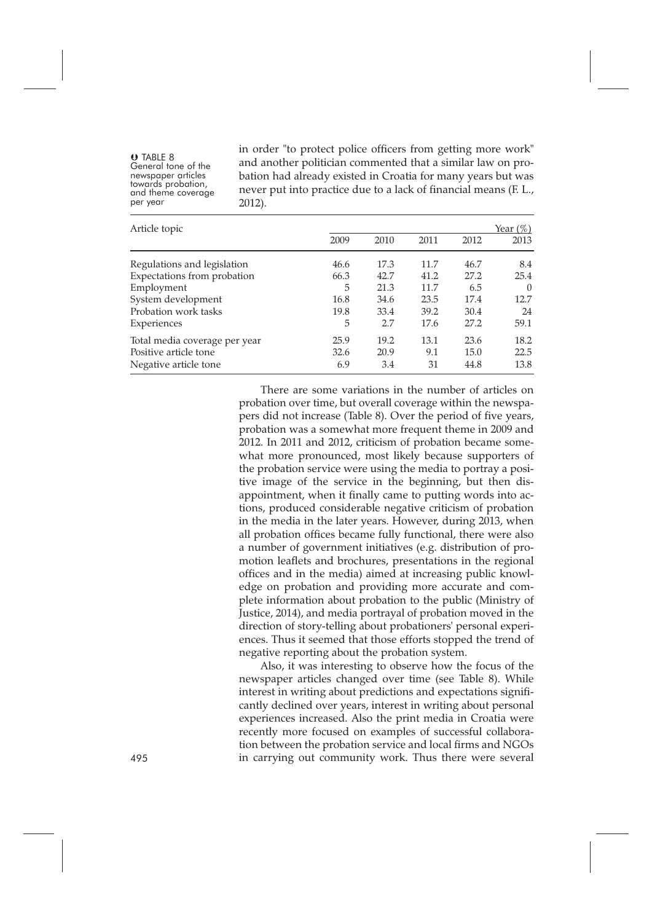in order "to protect police officers from getting more work" and another politician commented that a similar law on probation had already existed in Croatia for many years but was never put into practice due to a lack of financial means (F. L., 2012).

TABLE 8
General tone of the newspaper articles towards probation, and theme coverage per year

| Article topic | | | | | Year (%) |
|---|---|---|---|---|---|
| | 2009 | 2010 | 2011 | 2012 | 2013 |
| Regulations and legislation | 46.6 | 17.3 | 11.7 | 46.7 | 8.4 |
| Expectations from probation | 66.3 | 42.7 | 41.2 | 27.2 | 25.4 |
| Employment | 5 | 21.3 | 11.7 | 6.5 | 0 |
| System development | 16.8 | 34.6 | 23.5 | 17.4 | 12.7 |
| Probation work tasks | 19.8 | 33.4 | 39.2 | 30.4 | 24 |
| Experiences | 5 | 2.7 | 17.6 | 27.2 | 59.1 |
| Total media coverage per year | 25.9 | 19.2 | 13.1 | 23.6 | 18.2 |
| Positive article tone | 32.6 | 20.9 | 9.1 | 15.0 | 22.5 |
| Negative article tone | 6.9 | 3.4 | 31 | 44.8 | 13.8 |

There are some variations in the number of articles on probation over time, but overall coverage within the newspapers did not increase (Table 8). Over the period of five years, probation was a somewhat more frequent theme in 2009 and 2012. In 2011 and 2012, criticism of probation became somewhat more pronounced, most likely because supporters of the probation service were using the media to portray a positive image of the service in the beginning, but then disappointment, when it finally came to putting words into actions, produced considerable negative criticism of probation in the media in the later years. However, during 2013, when all probation offices became fully functional, there were also a number of government initiatives (e.g. distribution of promotion leaflets and brochures, presentations in the regional offices and in the media) aimed at increasing public knowledge on probation and providing more accurate and complete information about probation to the public (Ministry of Justice, 2014), and media portrayal of probation moved in the direction of story-telling about probationers' personal experiences. Thus it seemed that those efforts stopped the trend of negative reporting about the probation system.

Also, it was interesting to observe how the focus of the newspaper articles changed over time (see Table 8). While interest in writing about predictions and expectations significantly declined over years, interest in writing about personal experiences increased. Also the print media in Croatia were recently more focused on examples of successful collaboration between the probation service and local firms and NGOs in carrying out community work. Thus there were several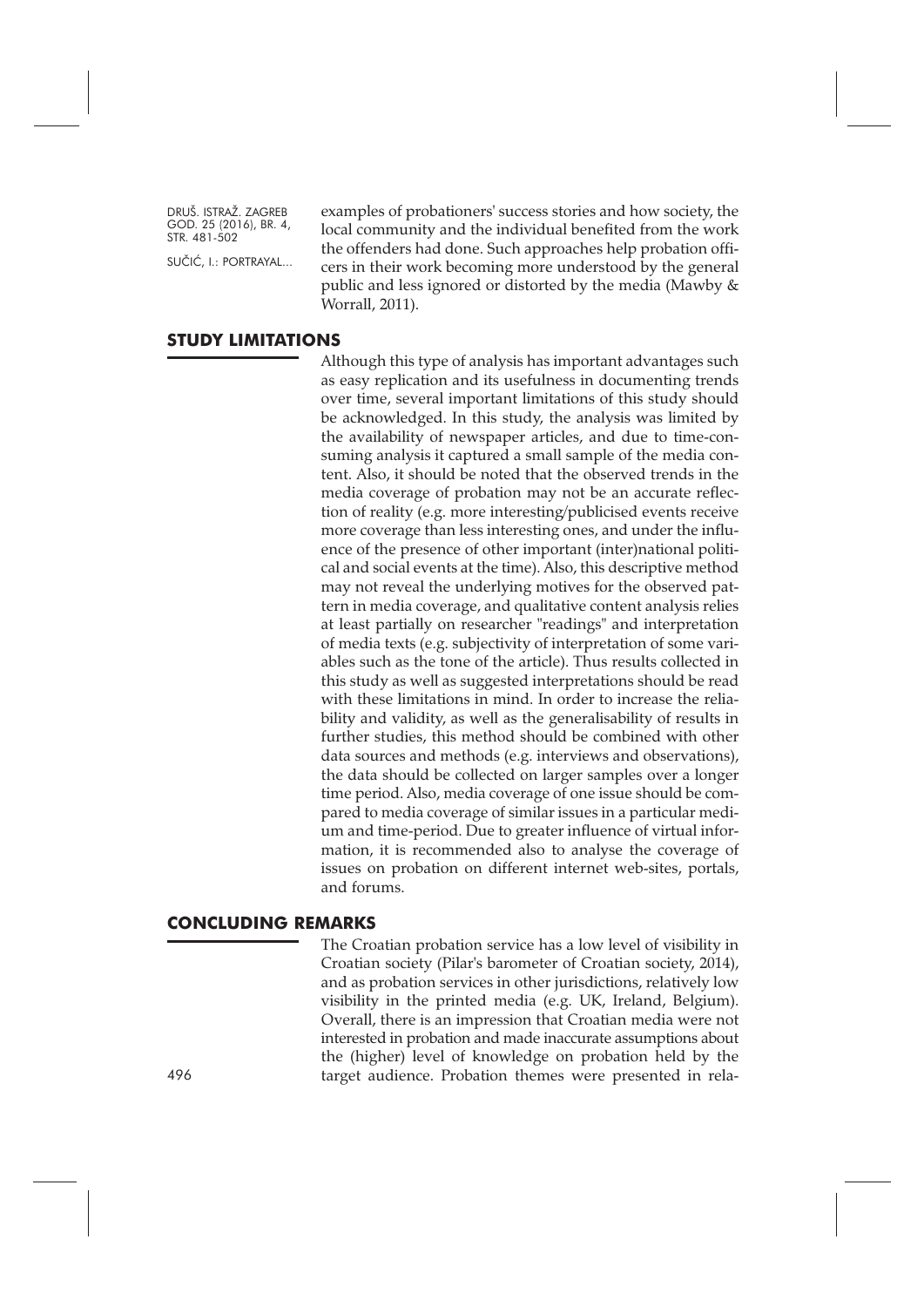examples of probationers' success stories and how society, the local community and the individual benefited from the work the offenders had done. Such approaches help probation officers in their work becoming more understood by the general public and less ignored or distorted by the media (Mawby & Worrall, 2011).

## STUDY LIMITATIONS

Although this type of analysis has important advantages such as easy replication and its usefulness in documenting trends over time, several important limitations of this study should be acknowledged. In this study, the analysis was limited by the availability of newspaper articles, and due to time-consuming analysis it captured a small sample of the media content. Also, it should be noted that the observed trends in the media coverage of probation may not be an accurate reflection of reality (e.g. more interesting/publicised events receive more coverage than less interesting ones, and under the influence of the presence of other important (inter)national political and social events at the time). Also, this descriptive method may not reveal the underlying motives for the observed pattern in media coverage, and qualitative content analysis relies at least partially on researcher "readings" and interpretation of media texts (e.g. subjectivity of interpretation of some variables such as the tone of the article). Thus results collected in this study as well as suggested interpretations should be read with these limitations in mind. In order to increase the reliability and validity, as well as the generalisability of results in further studies, this method should be combined with other data sources and methods (e.g. interviews and observations), the data should be collected on larger samples over a longer time period. Also, media coverage of one issue should be compared to media coverage of similar issues in a particular medium and time-period. Due to greater influence of virtual information, it is recommended also to analyse the coverage of issues on probation on different internet web-sites, portals, and forums.

## CONCLUDING REMARKS

The Croatian probation service has a low level of visibility in Croatian society (Pilar's barometer of Croatian society, 2014), and as probation services in other jurisdictions, relatively low visibility in the printed media (e.g. UK, Ireland, Belgium). Overall, there is an impression that Croatian media were not interested in probation and made inaccurate assumptions about the (higher) level of knowledge on probation held by the target audience. Probation themes were presented in rela-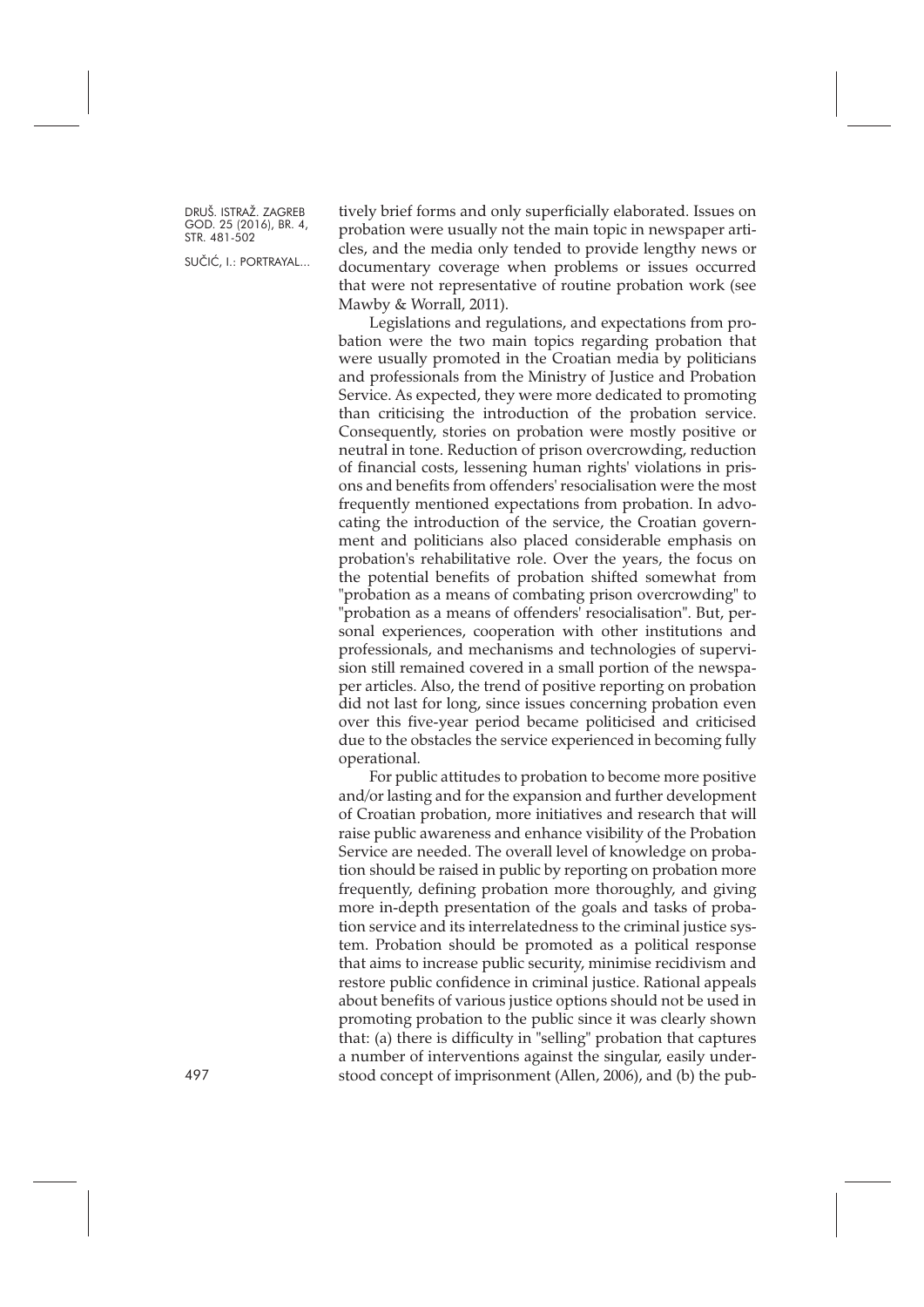tively brief forms and only superficially elaborated. Issues on probation were usually not the main topic in newspaper articles, and the media only tended to provide lengthy news or documentary coverage when problems or issues occurred that were not representative of routine probation work (see Mawby & Worrall, 2011).

Legislations and regulations, and expectations from probation were the two main topics regarding probation that were usually promoted in the Croatian media by politicians and professionals from the Ministry of Justice and Probation Service. As expected, they were more dedicated to promoting than criticising the introduction of the probation service. Consequently, stories on probation were mostly positive or neutral in tone. Reduction of prison overcrowding, reduction of financial costs, lessening human rights' violations in prisons and benefits from offenders' resocialisation were the most frequently mentioned expectations from probation. In advocating the introduction of the service, the Croatian government and politicians also placed considerable emphasis on probation's rehabilitative role. Over the years, the focus on the potential benefits of probation shifted somewhat from "probation as a means of combating prison overcrowding" to "probation as a means of offenders' resocialisation". But, personal experiences, cooperation with other institutions and professionals, and mechanisms and technologies of supervision still remained covered in a small portion of the newspaper articles. Also, the trend of positive reporting on probation did not last for long, since issues concerning probation even over this five-year period became politicised and criticised due to the obstacles the service experienced in becoming fully operational.

For public attitudes to probation to become more positive and/or lasting and for the expansion and further development of Croatian probation, more initiatives and research that will raise public awareness and enhance visibility of the Probation Service are needed. The overall level of knowledge on probation should be raised in public by reporting on probation more frequently, defining probation more thoroughly, and giving more in-depth presentation of the goals and tasks of probation service and its interrelatedness to the criminal justice system. Probation should be promoted as a political response that aims to increase public security, minimise recidivism and restore public confidence in criminal justice. Rational appeals about benefits of various justice options should not be used in promoting probation to the public since it was clearly shown that: (a) there is difficulty in "selling" probation that captures a number of interventions against the singular, easily understood concept of imprisonment (Allen, 2006), and (b) the pub-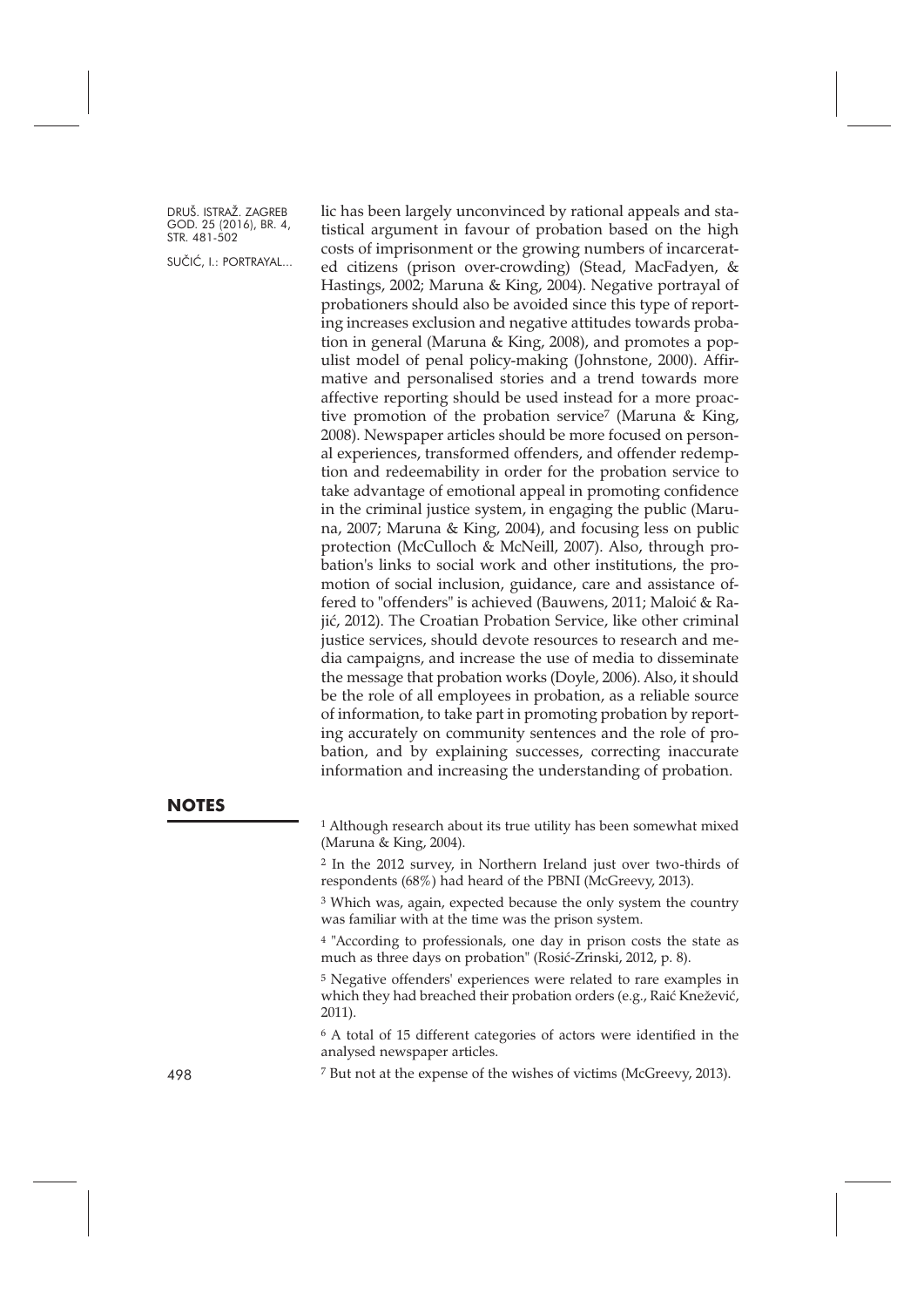lic has been largely unconvinced by rational appeals and statistical argument in favour of probation based on the high costs of imprisonment or the growing numbers of incarcerated citizens (prison over-crowding) (Stead, MacFadyen, & Hastings, 2002; Maruna & King, 2004). Negative portrayal of probationers should also be avoided since this type of reporting increases exclusion and negative attitudes towards probation in general (Maruna & King, 2008), and promotes a populist model of penal policy-making (Johnstone, 2000). Affirmative and personalised stories and a trend towards more affective reporting should be used instead for a more proactive promotion of the probation service[7] (Maruna & King, 2008). Newspaper articles should be more focused on personal experiences, transformed offenders, and offender redemption and redeemability in order for the probation service to take advantage of emotional appeal in promoting confidence in the criminal justice system, in engaging the public (Maruna, 2007; Maruna & King, 2004), and focusing less on public protection (McCulloch & McNeill, 2007). Also, through probation's links to social work and other institutions, the promotion of social inclusion, guidance, care and assistance offered to "offenders" is achieved (Bauwens, 2011; Maloić & Rajić, 2012). The Croatian Probation Service, like other criminal justice services, should devote resources to research and media campaigns, and increase the use of media to disseminate the message that probation works (Doyle, 2006). Also, it should be the role of all employees in probation, as a reliable source of information, to take part in promoting probation by reporting accurately on community sentences and the role of probation, and by explaining successes, correcting inaccurate information and increasing the understanding of probation.

## NOTES

[1] Although research about its true utility has been somewhat mixed (Maruna & King, 2004).

[2] In the 2012 survey, in Northern Ireland just over two-thirds of respondents (68%) had heard of the PBNI (McGreevy, 2013).

[3] Which was, again, expected because the only system the country was familiar with at the time was the prison system.

[4] "According to professionals, one day in prison costs the state as much as three days on probation" (Rosić-Zrinski, 2012, p. 8).

[5] Negative offenders' experiences were related to rare examples in which they had breached their probation orders (e.g., Raić Knežević, 2011).

[6] A total of 15 different categories of actors were identified in the analysed newspaper articles.

[7] But not at the expense of the wishes of victims (McGreevy, 2013).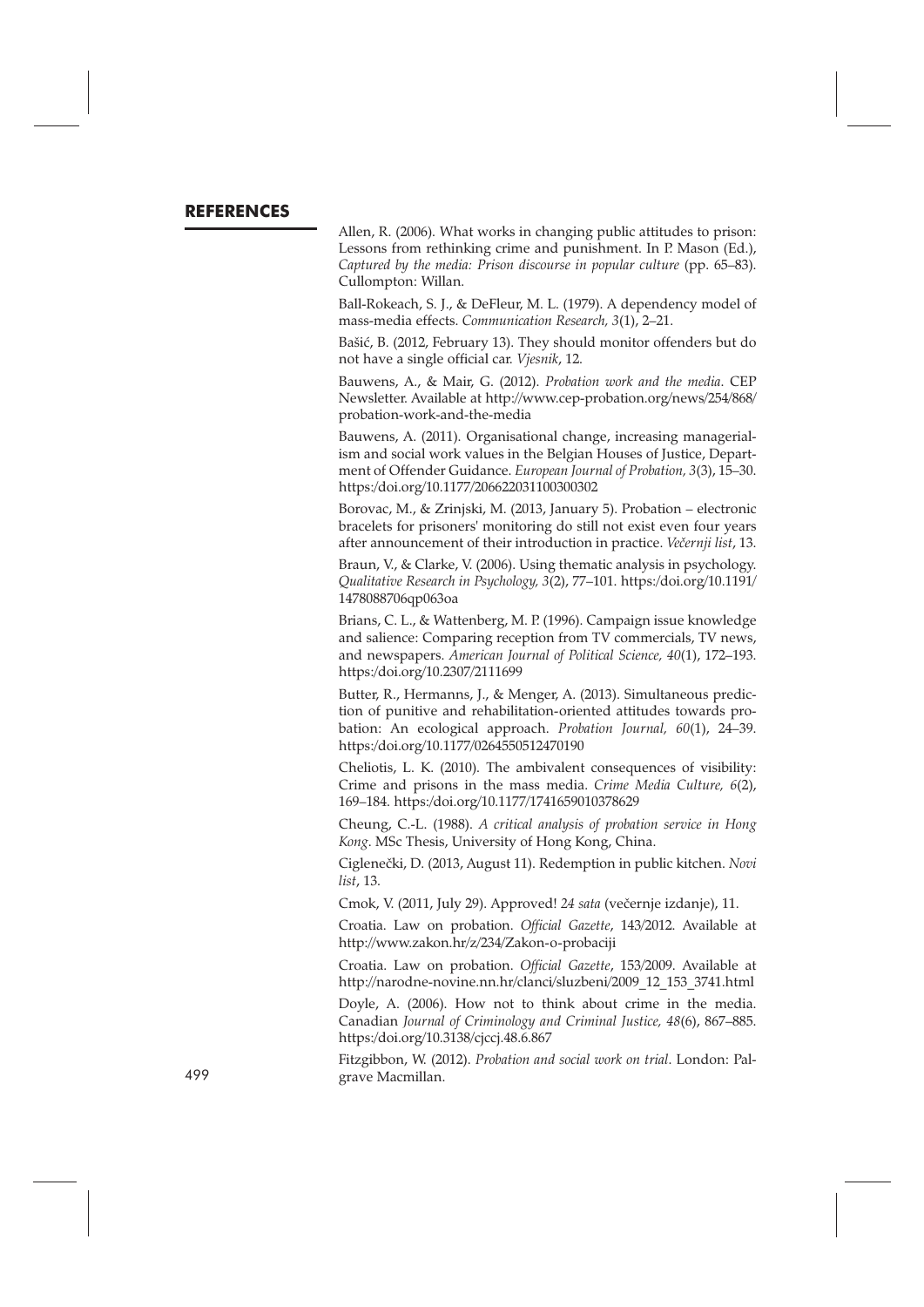## REFERENCES

Allen, R. (2006). What works in changing public attitudes to prison: Lessons from rethinking crime and punishment. In P. Mason (Ed.), *Captured by the media: Prison discourse in popular culture* (pp. 65–83). Cullompton: Willan.

Ball-Rokeach, S. J., & DeFleur, M. L. (1979). A dependency model of mass-media effects. *Communication Research, 3*(1), 2–21.

Bašić, B. (2012, February 13). They should monitor offenders but do not have a single official car. *Vjesnik*, 12.

Bauwens, A., & Mair, G. (2012). *Probation work and the media*. CEP Newsletter. Available at http://www.cep-probation.org/news/254/868/probation-work-and-the-media

Bauwens, A. (2011). Organisational change, increasing managerialism and social work values in the Belgian Houses of Justice, Department of Offender Guidance. *European Journal of Probation, 3*(3), 15–30. https:/doi.org/10.1177/206622031100300302

Borovac, M., & Zrinjski, M. (2013, January 5). Probation – electronic bracelets for prisoners' monitoring do still not exist even four years after announcement of their introduction in practice. *Večernji list*, 13.

Braun, V., & Clarke, V. (2006). Using thematic analysis in psychology. *Qualitative Research in Psychology, 3*(2), 77–101. https:/doi.org/10.1191/1478088706qp063oa

Brians, C. L., & Wattenberg, M. P. (1996). Campaign issue knowledge and salience: Comparing reception from TV commercials, TV news, and newspapers. *American Journal of Political Science, 40*(1), 172–193. https:/doi.org/10.2307/2111699

Butter, R., Hermanns, J., & Menger, A. (2013). Simultaneous prediction of punitive and rehabilitation-oriented attitudes towards probation: An ecological approach. *Probation Journal, 60*(1), 24–39. https:/doi.org/10.1177/0264550512470190

Cheliotis, L. K. (2010). The ambivalent consequences of visibility: Crime and prisons in the mass media. *Crime Media Culture, 6*(2), 169–184. https:/doi.org/10.1177/1741659010378629

Cheung, C.-L. (1988). *A critical analysis of probation service in Hong Kong*. MSc Thesis, University of Hong Kong, China.

Ciglenečki, D. (2013, August 11). Redemption in public kitchen. *Novi list*, 13.

Cmok, V. (2011, July 29). Approved! *24 sata* (večernje izdanje), 11.

Croatia. Law on probation. *Official Gazette*, 143/2012. Available at http://www.zakon.hr/z/234/Zakon-o-probaciji

Croatia. Law on probation. *Official Gazette*, 153/2009. Available at http://narodne-novine.nn.hr/clanci/sluzbeni/2009_12_153_3741.html

Doyle, A. (2006). How not to think about crime in the media. Canadian *Journal of Criminology and Criminal Justice, 48*(6), 867–885. https:/doi.org/10.3138/cjccj.48.6.867

Fitzgibbon, W. (2012). *Probation and social work on trial*. London: Palgrave Macmillan.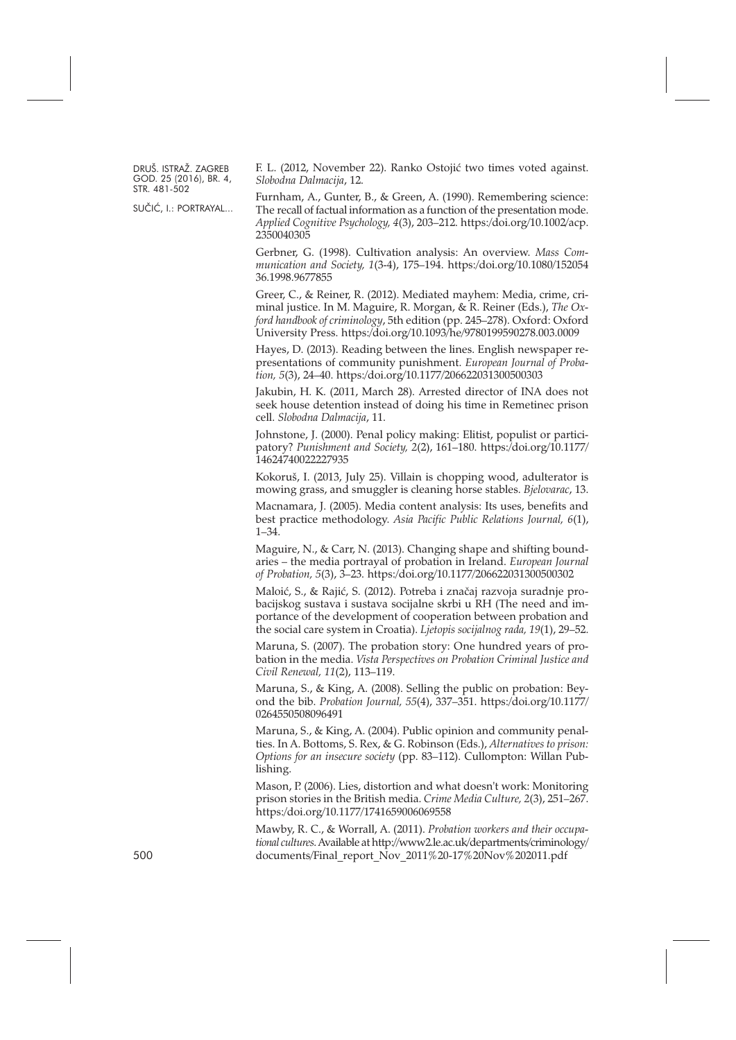F. L. (2012, November 22). Ranko Ostojić two times voted against. *Slobodna Dalmacija*, 12.

Furnham, A., Gunter, B., & Green, A. (1990). Remembering science: The recall of factual information as a function of the presentation mode. *Applied Cognitive Psychology, 4*(3), 203–212. https:/doi.org/10.1002/acp.2350040305

Gerbner, G. (1998). Cultivation analysis: An overview. *Mass Communication and Society, 1*(3-4), 175–194. https:/doi.org/10.1080/15205436.1998.9677855

Greer, C., & Reiner, R. (2012). Mediated mayhem: Media, crime, criminal justice. In M. Maguire, R. Morgan, & R. Reiner (Eds.), *The Oxford handbook of criminology*, 5th edition (pp. 245–278). Oxford: Oxford University Press. https:/doi.org/10.1093/he/9780199590278.003.0009

Hayes, D. (2013). Reading between the lines. English newspaper representations of community punishment. *European Journal of Probation, 5*(3), 24–40. https:/doi.org/10.1177/206622031300500303

Jakubin, H. K. (2011, March 28). Arrested director of INA does not seek house detention instead of doing his time in Remetinec prison cell. *Slobodna Dalmacija*, 11.

Johnstone, J. (2000). Penal policy making: Elitist, populist or participatory? *Punishment and Society, 2*(2), 161–180. https:/doi.org/10.1177/14624740022227935

Kokoruš, I. (2013, July 25). Villain is chopping wood, adulterator is mowing grass, and smuggler is cleaning horse stables. *Bjelovarac*, 13.

Macnamara, J. (2005). Media content analysis: Its uses, benefits and best practice methodology. *Asia Pacific Public Relations Journal, 6*(1), 1–34.

Maguire, N., & Carr, N. (2013). Changing shape and shifting boundaries – the media portrayal of probation in Ireland. *European Journal of Probation, 5*(3), 3–23. https:/doi.org/10.1177/206622031300500302

Maloić, S., & Rajić, S. (2012). Potreba i značaj razvoja suradnje probacijskog sustava i sustava socijalne skrbi u RH (The need and importance of the development of cooperation between probation and the social care system in Croatia). *Ljetopis socijalnog rada, 19*(1), 29–52.

Maruna, S. (2007). The probation story: One hundred years of probation in the media. *Vista Perspectives on Probation Criminal Justice and Civil Renewal, 11*(2), 113–119.

Maruna, S., & King, A. (2008). Selling the public on probation: Beyond the bib. *Probation Journal, 55*(4), 337–351. https:/doi.org/10.1177/0264550508096491

Maruna, S., & King, A. (2004). Public opinion and community penalties. In A. Bottoms, S. Rex, & G. Robinson (Eds.), *Alternatives to prison: Options for an insecure society* (pp. 83–112). Cullompton: Willan Publishing.

Mason, P. (2006). Lies, distortion and what doesn't work: Monitoring prison stories in the British media. *Crime Media Culture, 2*(3), 251–267. https:/doi.org/10.1177/1741659006069558

Mawby, R. C., & Worrall, A. (2011). *Probation workers and their occupational cultures.* Available at http://www2.le.ac.uk/departments/criminology/documents/Final_report_Nov_2011%20-17%20Nov%202011.pdf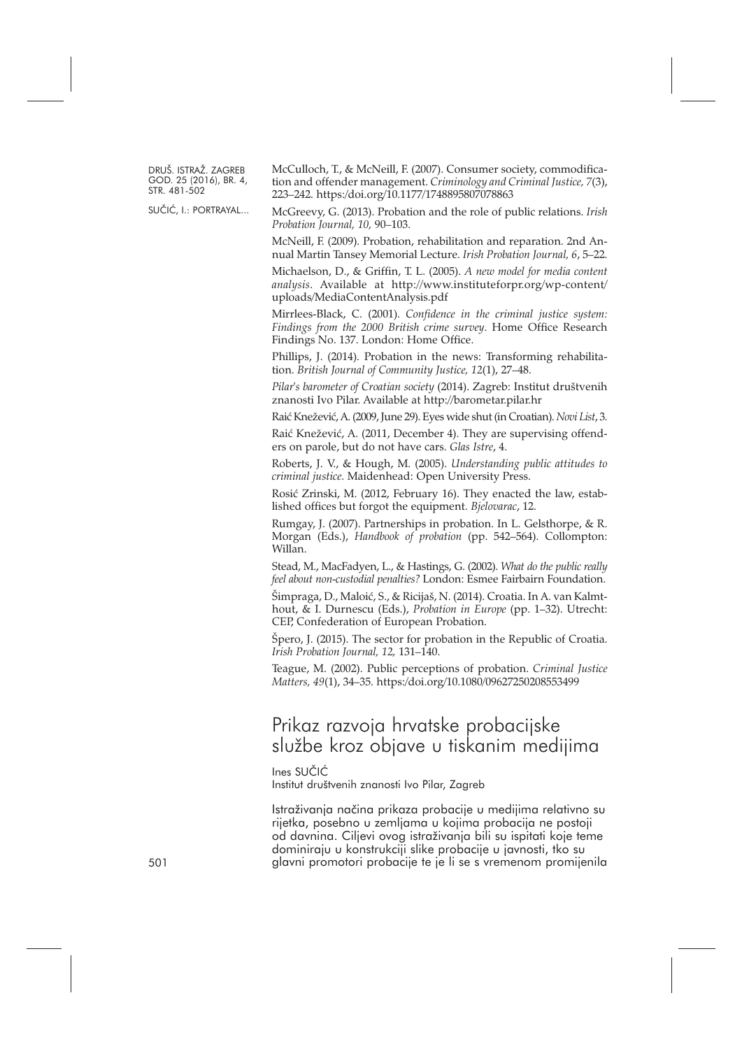McCulloch, T., & McNeill, F. (2007). Consumer society, commodification and offender management. *Criminology and Criminal Justice, 7*(3), 223–242. https:/doi.org/10.1177/1748895807078863

McGreevy, G. (2013). Probation and the role of public relations. *Irish Probation Journal, 10,* 90–103.

McNeill, F. (2009). Probation, rehabilitation and reparation. 2nd Annual Martin Tansey Memorial Lecture. *Irish Probation Journal, 6*, 5–22.

Michaelson, D., & Griffin, T. L. (2005). *A new model for media content analysis*. Available at http://www.instituteforpr.org/wp-content/uploads/MediaContentAnalysis.pdf

Mirrlees-Black, C. (2001). *Confidence in the criminal justice system: Findings from the 2000 British crime survey*. Home Office Research Findings No. 137. London: Home Office.

Phillips, J. (2014). Probation in the news: Transforming rehabilitation. *British Journal of Community Justice, 12*(1), 27–48.

*Pilar's barometer of Croatian society* (2014). Zagreb: Institut društvenih znanosti Ivo Pilar. Available at http://barometar.pilar.hr

Raić Knežević, A. (2009, June 29). Eyes wide shut (in Croatian). *Novi List*, 3.

Raić Knežević, A. (2011, December 4). They are supervising offenders on parole, but do not have cars. *Glas Istre*, 4.

Roberts, J. V., & Hough, M. (2005). *Understanding public attitudes to criminal justice*. Maidenhead: Open University Press.

Rosić Zrinski, M. (2012, February 16). They enacted the law, established offices but forgot the equipment. *Bjelovarac*, 12.

Rumgay, J. (2007). Partnerships in probation. In L. Gelsthorpe, & R. Morgan (Eds.), *Handbook of probation* (pp. 542–564). Collompton: Willan.

Stead, M., MacFadyen, L., & Hastings, G. (2002). *What do the public really feel about non-custodial penalties?* London: Esmee Fairbairn Foundation.

Šimpraga, D., Maloić, S., & Ricijaš, N. (2014). Croatia. In A. van Kalmthout, & I. Durnescu (Eds.), *Probation in Europe* (pp. 1–32). Utrecht: CEP, Confederation of European Probation.

Špero, J. (2015). The sector for probation in the Republic of Croatia. *Irish Probation Journal, 12,* 131–140.

Teague, M. (2002). Public perceptions of probation. *Criminal Justice Matters, 49*(1), 34–35. https:/doi.org/10.1080/09627250208553499

# Prikaz razvoja hrvatske probacijske službe kroz objave u tiskanim medijima

Ines SUČIĆ
Institut društvenih znanosti Ivo Pilar, Zagreb

Istraživanja načina prikaza probacije u medijima relativno su rijetka, posebno u zemljama u kojima probacija ne postoji od davnina. Ciljevi ovog istraživanja bili su ispitati koje teme dominiraju u konstrukciji slike probacije u javnosti, tko su glavni promotori probacije te je li se s vremenom promijenila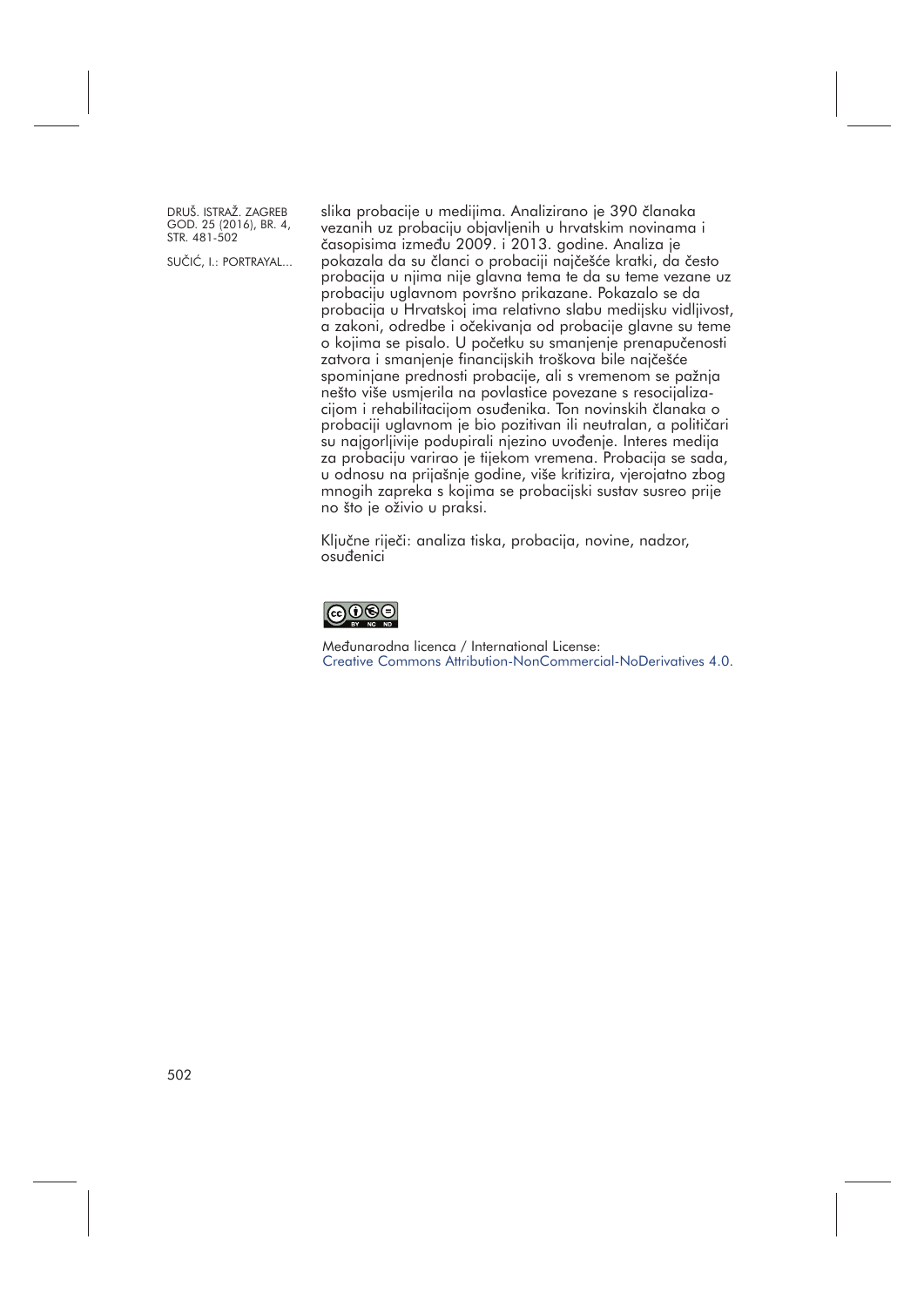slika probacije u medijima. Analizirano je 390 članaka vezanih uz probaciju objavljenih u hrvatskim novinama i časopisima između 2009. i 2013. godine. Analiza je pokazala da su članci o probaciji najčešće kratki, da često probacija u njima nije glavna tema te da su teme vezane uz probaciju uglavnom površno prikazane. Pokazalo se da probacija u Hrvatskoj ima relativno slabu medijsku vidljivost, a zakoni, odredbe i očekivanja od probacije glavne su teme o kojima se pisalo. U početku su smanjenje prenapučenosti zatvora i smanjenje financijskih troškova bile najčešće spominjane prednosti probacije, ali s vremenom se pažnja nešto više usmjerila na povlastice povezane s resocijalizacijom i rehabilitacijom osuđenika. Ton novinskih članaka o probaciji uglavnom je bio pozitivan ili neutralan, a političari su najgorljivije podupirali njezino uvođenje. Interes medija za probaciju varirao je tijekom vremena. Probacija se sada, u odnosu na prijašnje godine, više kritizira, vjerojatno zbog mnogih zapreka s kojima se probacijski sustav susreo prije no što je oživio u praksi.

Ključne riječi: analiza tiska, probacija, novine, nadzor, osuđenici

Međunarodna licenca / International License:
Creative Commons Attribution-NonCommercial-NoDerivatives 4.0.